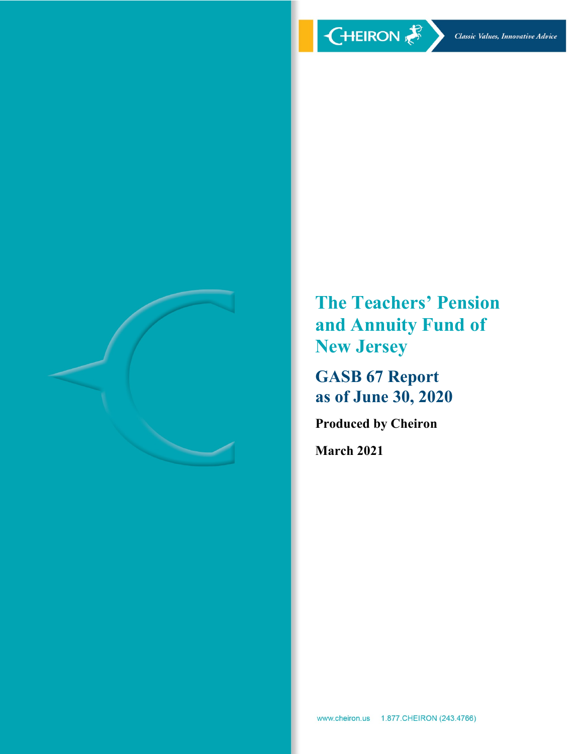CHEIRON

*Classic Values, Innovative Advice*

# The Teachers' Pension and Annuity Fund of New Jersey

## GASB 67 Report as of June 30, 2020

**Produced by Cheiron**

**March 2021**

www.cheiron.us 1.877.CHEIRON (243.4766)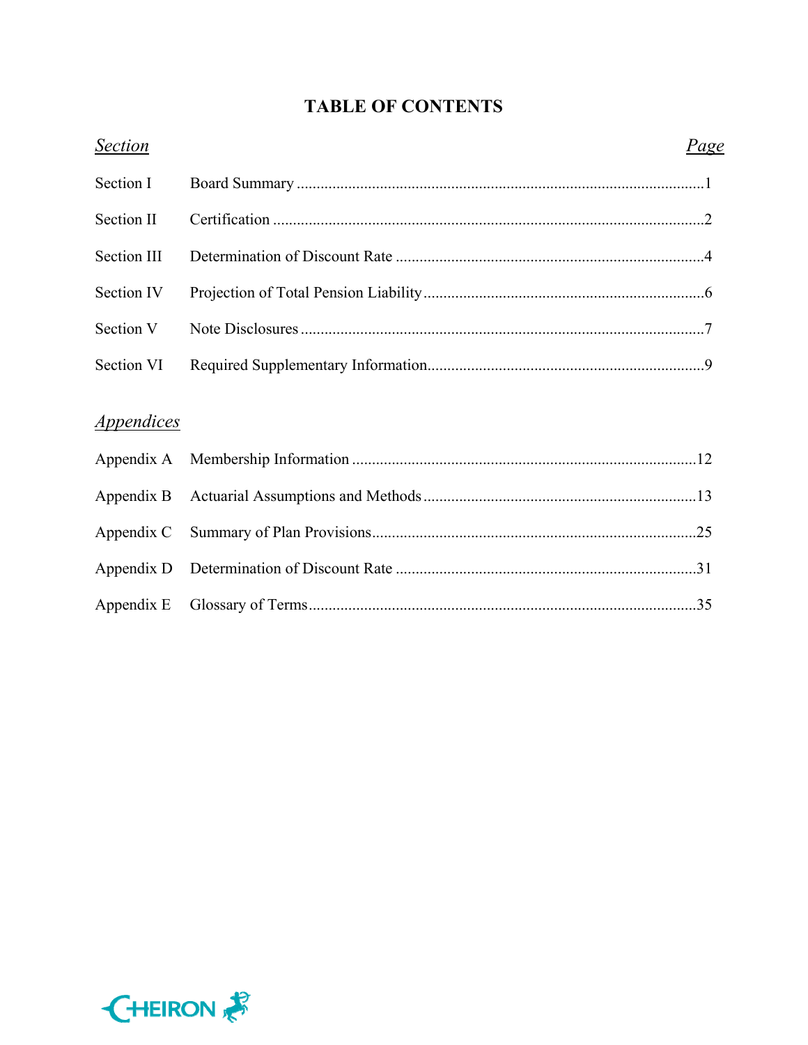# TABLE OF CONTENTS

| *Section* | | *Page* |
|---|---|---|
| Section I | Board Summary | 1 |
| Section II | Certification | 2 |
| Section III | Determination of Discount Rate | 4 |
| Section IV | Projection of Total Pension Liability | 6 |
| Section V | Note Disclosures | 7 |
| Section VI | Required Supplementary Information | 9 |

| *Appendices* | | |
|---|---|---|
| Appendix A | Membership Information | 12 |
| Appendix B | Actuarial Assumptions and Methods | 13 |
| Appendix C | Summary of Plan Provisions | 25 |
| Appendix D | Determination of Discount Rate | 31 |
| Appendix E | Glossary of Terms | 35 |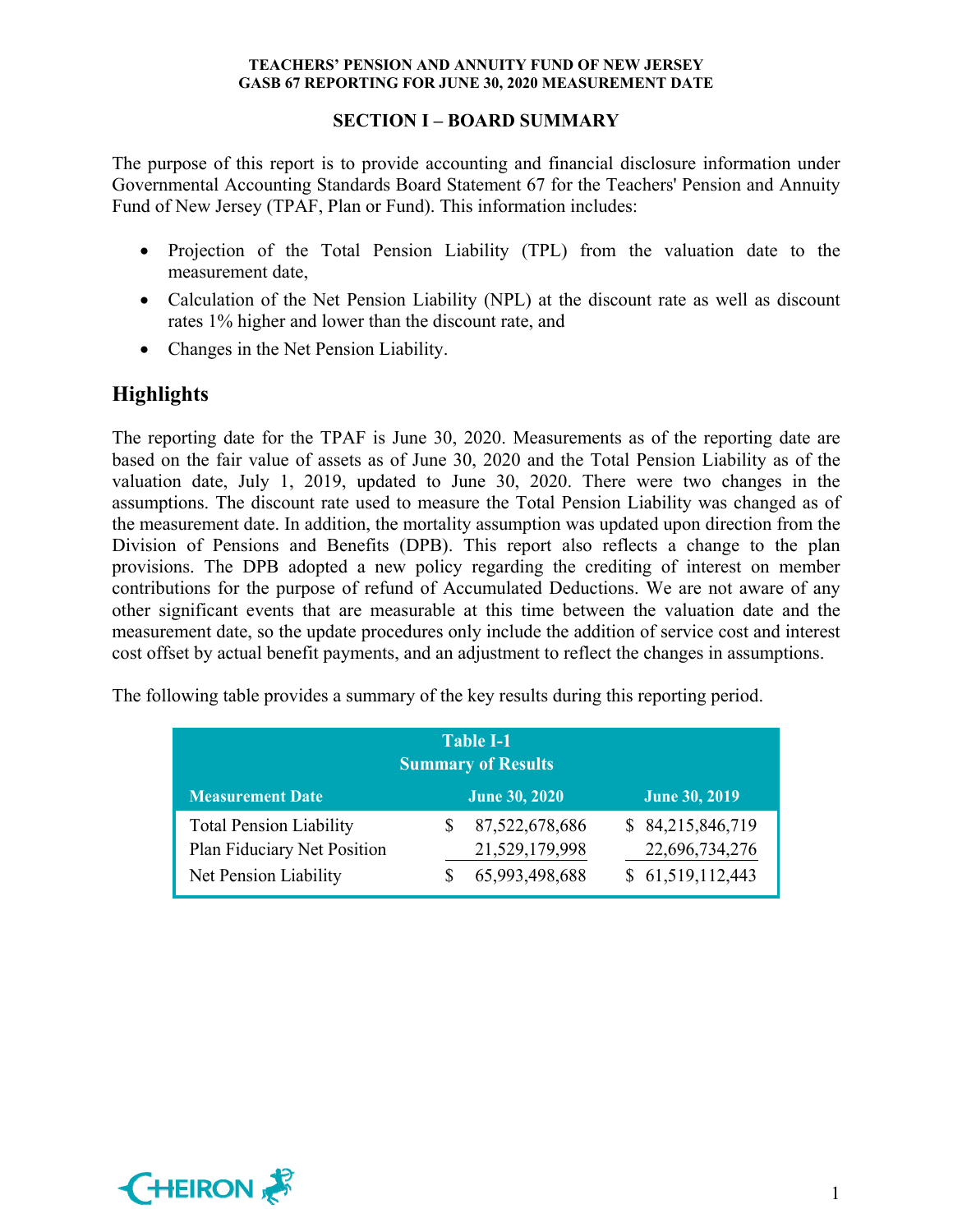## SECTION I – BOARD SUMMARY

The purpose of this report is to provide accounting and financial disclosure information under Governmental Accounting Standards Board Statement 67 for the Teachers' Pension and Annuity Fund of New Jersey (TPAF, Plan or Fund). This information includes:

- Projection of the Total Pension Liability (TPL) from the valuation date to the measurement date,
- Calculation of the Net Pension Liability (NPL) at the discount rate as well as discount rates 1% higher and lower than the discount rate, and
- Changes in the Net Pension Liability.

## Highlights

The reporting date for the TPAF is June 30, 2020. Measurements as of the reporting date are based on the fair value of assets as of June 30, 2020 and the Total Pension Liability as of the valuation date, July 1, 2019, updated to June 30, 2020. There were two changes in the assumptions. The discount rate used to measure the Total Pension Liability was changed as of the measurement date. In addition, the mortality assumption was updated upon direction from the Division of Pensions and Benefits (DPB). This report also reflects a change to the plan provisions. The DPB adopted a new policy regarding the crediting of interest on member contributions for the purpose of refund of Accumulated Deductions. We are not aware of any other significant events that are measurable at this time between the valuation date and the measurement date, so the update procedures only include the addition of service cost and interest cost offset by actual benefit payments, and an adjustment to reflect the changes in assumptions.

The following table provides a summary of the key results during this reporting period.

**Table I-1**
**Summary of Results**

| Measurement Date | June 30, 2020 | June 30, 2019 |
|---|---|---|
| Total Pension Liability | $ 87,522,678,686 | $ 84,215,846,719 |
| Plan Fiduciary Net Position | 21,529,179,998 | 22,696,734,276 |
| Net Pension Liability | $ 65,993,498,688 | $ 61,519,112,443 |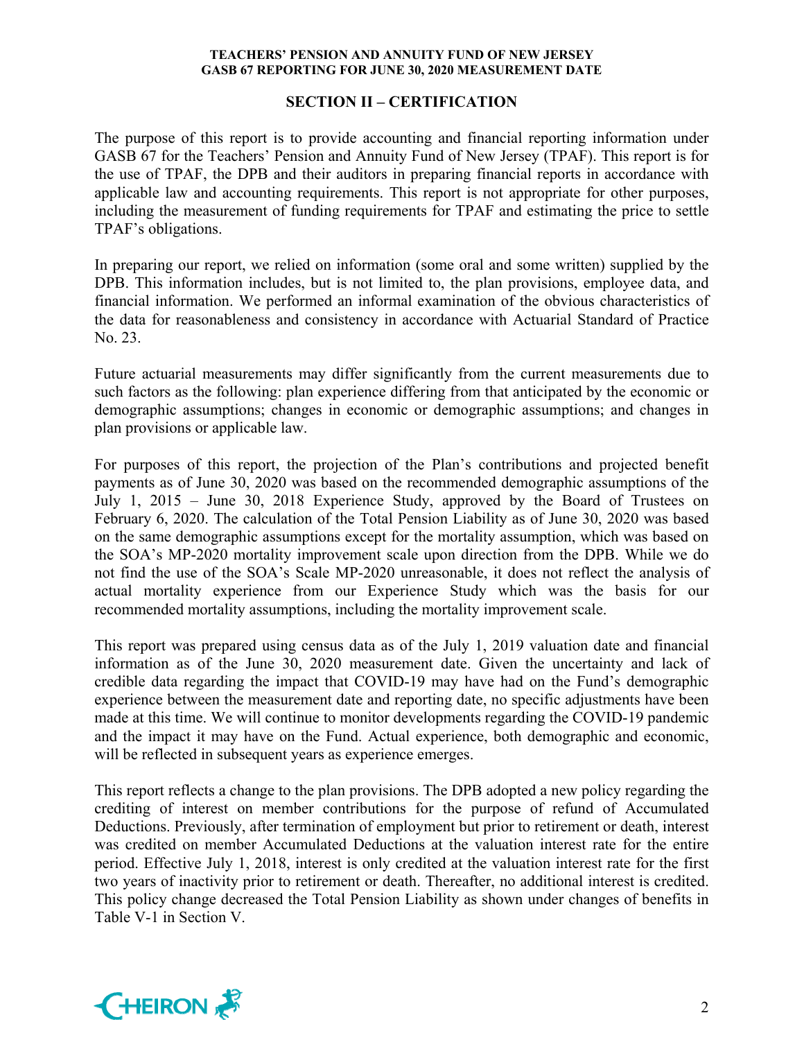## SECTION II – CERTIFICATION

The purpose of this report is to provide accounting and financial reporting information under GASB 67 for the Teachers' Pension and Annuity Fund of New Jersey (TPAF). This report is for the use of TPAF, the DPB and their auditors in preparing financial reports in accordance with applicable law and accounting requirements. This report is not appropriate for other purposes, including the measurement of funding requirements for TPAF and estimating the price to settle TPAF's obligations.

In preparing our report, we relied on information (some oral and some written) supplied by the DPB. This information includes, but is not limited to, the plan provisions, employee data, and financial information. We performed an informal examination of the obvious characteristics of the data for reasonableness and consistency in accordance with Actuarial Standard of Practice No. 23.

Future actuarial measurements may differ significantly from the current measurements due to such factors as the following: plan experience differing from that anticipated by the economic or demographic assumptions; changes in economic or demographic assumptions; and changes in plan provisions or applicable law.

For purposes of this report, the projection of the Plan's contributions and projected benefit payments as of June 30, 2020 was based on the recommended demographic assumptions of the July 1, 2015 – June 30, 2018 Experience Study, approved by the Board of Trustees on February 6, 2020. The calculation of the Total Pension Liability as of June 30, 2020 was based on the same demographic assumptions except for the mortality assumption, which was based on the SOA's MP-2020 mortality improvement scale upon direction from the DPB. While we do not find the use of the SOA's Scale MP-2020 unreasonable, it does not reflect the analysis of actual mortality experience from our Experience Study which was the basis for our recommended mortality assumptions, including the mortality improvement scale.

This report was prepared using census data as of the July 1, 2019 valuation date and financial information as of the June 30, 2020 measurement date. Given the uncertainty and lack of credible data regarding the impact that COVID-19 may have had on the Fund's demographic experience between the measurement date and reporting date, no specific adjustments have been made at this time. We will continue to monitor developments regarding the COVID-19 pandemic and the impact it may have on the Fund. Actual experience, both demographic and economic, will be reflected in subsequent years as experience emerges.

This report reflects a change to the plan provisions. The DPB adopted a new policy regarding the crediting of interest on member contributions for the purpose of refund of Accumulated Deductions. Previously, after termination of employment but prior to retirement or death, interest was credited on member Accumulated Deductions at the valuation interest rate for the entire period. Effective July 1, 2018, interest is only credited at the valuation interest rate for the first two years of inactivity prior to retirement or death. Thereafter, no additional interest is credited. This policy change decreased the Total Pension Liability as shown under changes of benefits in Table V-1 in Section V.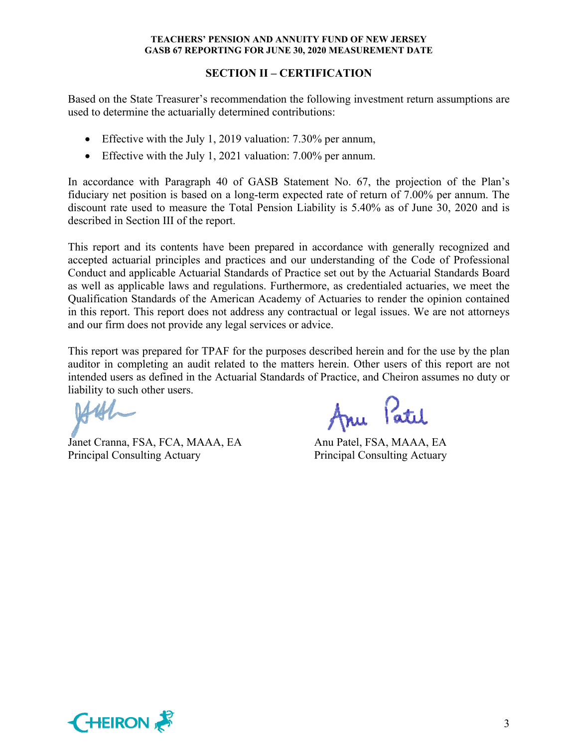## SECTION II – CERTIFICATION

Based on the State Treasurer's recommendation the following investment return assumptions are used to determine the actuarially determined contributions:

- Effective with the July 1, 2019 valuation: 7.30% per annum,
- Effective with the July 1, 2021 valuation: 7.00% per annum.

In accordance with Paragraph 40 of GASB Statement No. 67, the projection of the Plan's fiduciary net position is based on a long-term expected rate of return of 7.00% per annum. The discount rate used to measure the Total Pension Liability is 5.40% as of June 30, 2020 and is described in Section III of the report.

This report and its contents have been prepared in accordance with generally recognized and accepted actuarial principles and practices and our understanding of the Code of Professional Conduct and applicable Actuarial Standards of Practice set out by the Actuarial Standards Board as well as applicable laws and regulations. Furthermore, as credentialed actuaries, we meet the Qualification Standards of the American Academy of Actuaries to render the opinion contained in this report. This report does not address any contractual or legal issues. We are not attorneys and our firm does not provide any legal services or advice.

This report was prepared for TPAF for the purposes described herein and for the use by the plan auditor in completing an audit related to the matters herein. Other users of this report are not intended users as defined in the Actuarial Standards of Practice, and Cheiron assumes no duty or liability to such other users.

Janet Cranna, FSA, FCA, MAAA, EA
Principal Consulting Actuary

Anu Patel, FSA, MAAA, EA
Principal Consulting Actuary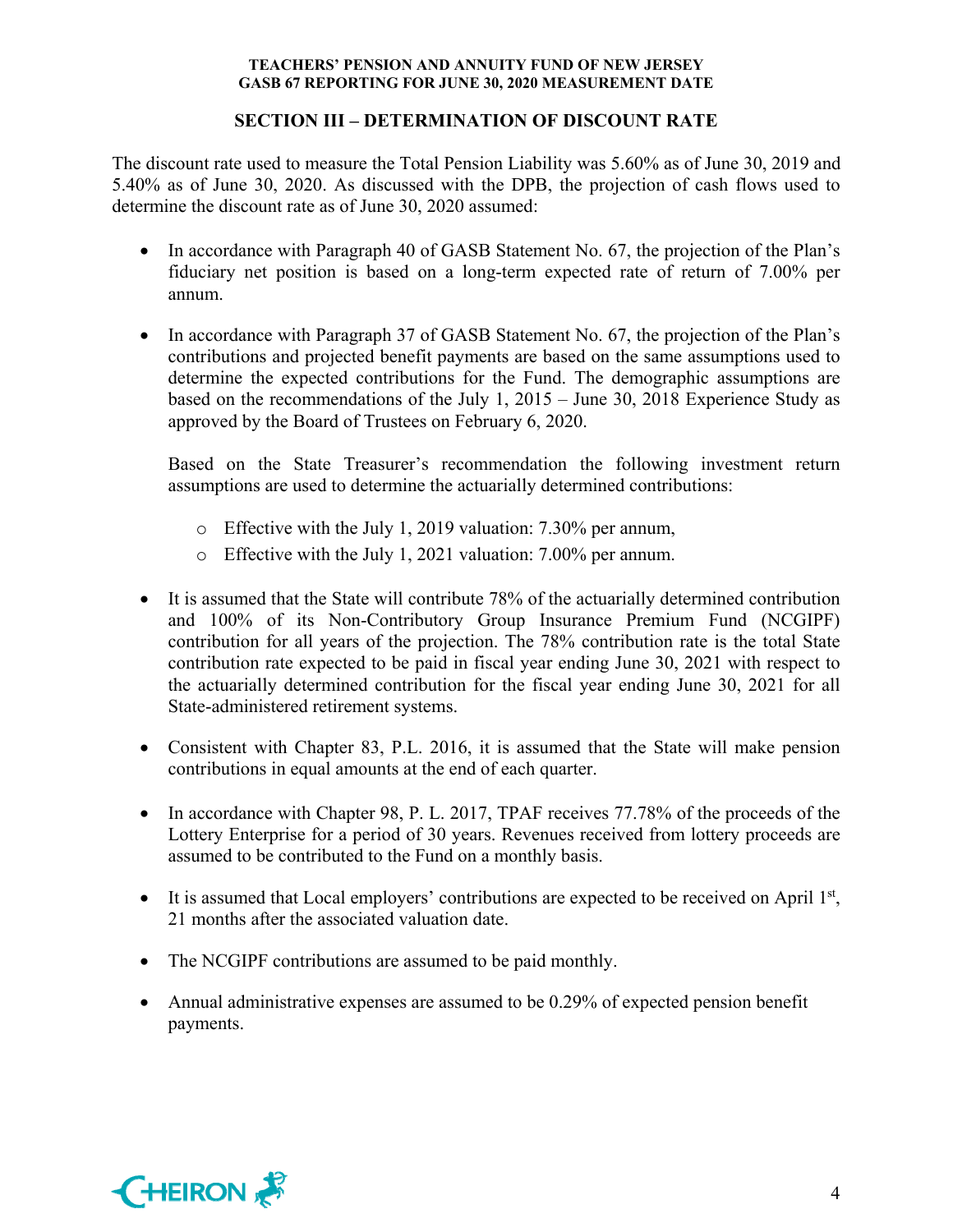## SECTION III – DETERMINATION OF DISCOUNT RATE

The discount rate used to measure the Total Pension Liability was 5.60% as of June 30, 2019 and 5.40% as of June 30, 2020. As discussed with the DPB, the projection of cash flows used to determine the discount rate as of June 30, 2020 assumed:

- In accordance with Paragraph 40 of GASB Statement No. 67, the projection of the Plan's fiduciary net position is based on a long-term expected rate of return of 7.00% per annum.

- In accordance with Paragraph 37 of GASB Statement No. 67, the projection of the Plan's contributions and projected benefit payments are based on the same assumptions used to determine the expected contributions for the Fund. The demographic assumptions are based on the recommendations of the July 1, 2015 – June 30, 2018 Experience Study as approved by the Board of Trustees on February 6, 2020.

  Based on the State Treasurer's recommendation the following investment return assumptions are used to determine the actuarially determined contributions:

  - Effective with the July 1, 2019 valuation: 7.30% per annum,
  - Effective with the July 1, 2021 valuation: 7.00% per annum.

- It is assumed that the State will contribute 78% of the actuarially determined contribution and 100% of its Non-Contributory Group Insurance Premium Fund (NCGIPF) contribution for all years of the projection. The 78% contribution rate is the total State contribution rate expected to be paid in fiscal year ending June 30, 2021 with respect to the actuarially determined contribution for the fiscal year ending June 30, 2021 for all State-administered retirement systems.

- Consistent with Chapter 83, P.L. 2016, it is assumed that the State will make pension contributions in equal amounts at the end of each quarter.

- In accordance with Chapter 98, P. L. 2017, TPAF receives 77.78% of the proceeds of the Lottery Enterprise for a period of 30 years. Revenues received from lottery proceeds are assumed to be contributed to the Fund on a monthly basis.

- It is assumed that Local employers' contributions are expected to be received on April 1st, 21 months after the associated valuation date.

- The NCGIPF contributions are assumed to be paid monthly.

- Annual administrative expenses are assumed to be 0.29% of expected pension benefit payments.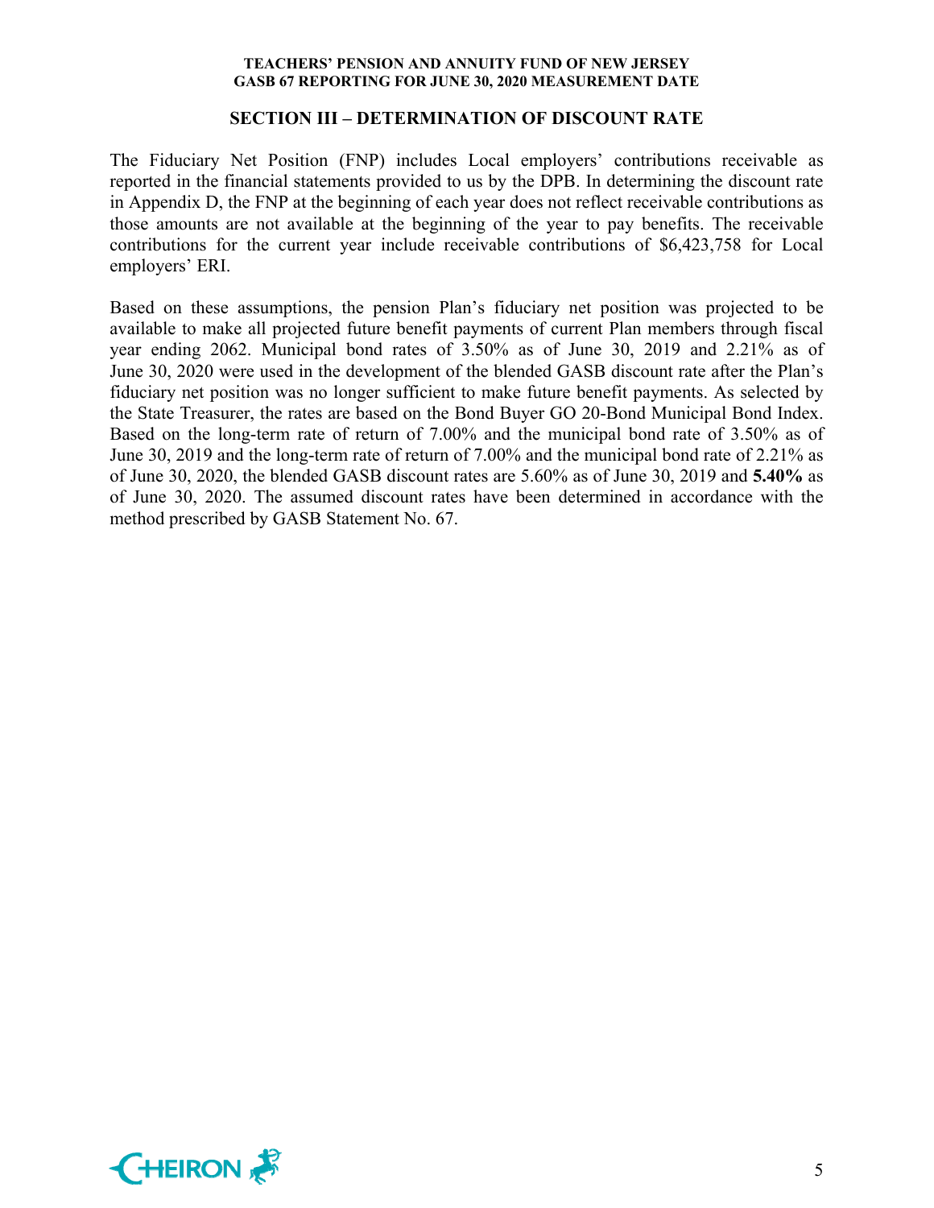## SECTION III – DETERMINATION OF DISCOUNT RATE

The Fiduciary Net Position (FNP) includes Local employers' contributions receivable as reported in the financial statements provided to us by the DPB. In determining the discount rate in Appendix D, the FNP at the beginning of each year does not reflect receivable contributions as those amounts are not available at the beginning of the year to pay benefits. The receivable contributions for the current year include receivable contributions of $6,423,758 for Local employers' ERI.

Based on these assumptions, the pension Plan's fiduciary net position was projected to be available to make all projected future benefit payments of current Plan members through fiscal year ending 2062. Municipal bond rates of 3.50% as of June 30, 2019 and 2.21% as of June 30, 2020 were used in the development of the blended GASB discount rate after the Plan's fiduciary net position was no longer sufficient to make future benefit payments. As selected by the State Treasurer, the rates are based on the Bond Buyer GO 20-Bond Municipal Bond Index. Based on the long-term rate of return of 7.00% and the municipal bond rate of 3.50% as of June 30, 2019 and the long-term rate of return of 7.00% and the municipal bond rate of 2.21% as of June 30, 2020, the blended GASB discount rates are 5.60% as of June 30, 2019 and **5.40%** as of June 30, 2020. The assumed discount rates have been determined in accordance with the method prescribed by GASB Statement No. 67.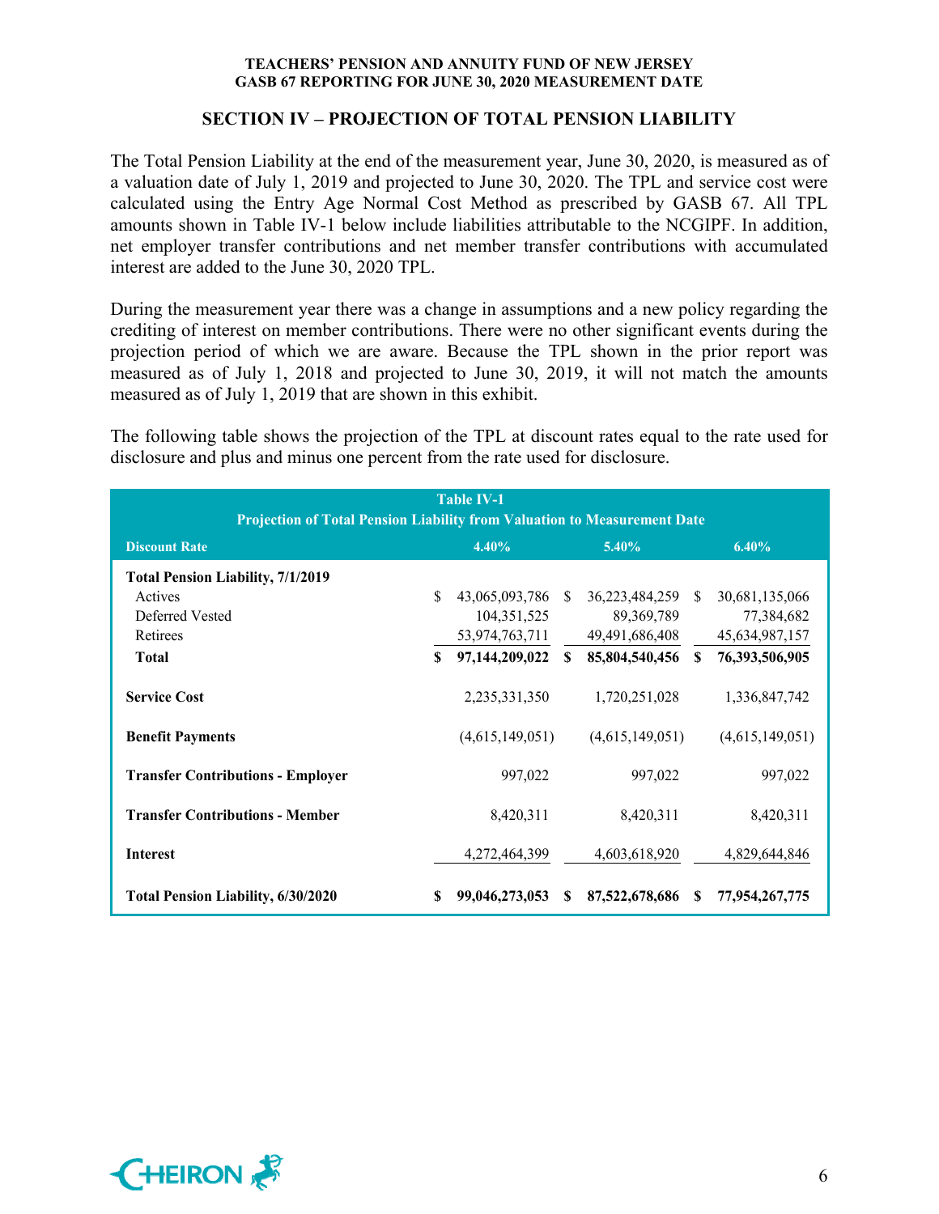## SECTION IV – PROJECTION OF TOTAL PENSION LIABILITY

The Total Pension Liability at the end of the measurement year, June 30, 2020, is measured as of a valuation date of July 1, 2019 and projected to June 30, 2020. The TPL and service cost were calculated using the Entry Age Normal Cost Method as prescribed by GASB 67. All TPL amounts shown in Table IV-1 below include liabilities attributable to the NCGIPF. In addition, net employer transfer contributions and net member transfer contributions with accumulated interest are added to the June 30, 2020 TPL.

During the measurement year there was a change in assumptions and a new policy regarding the crediting of interest on member contributions. There were no other significant events during the projection period of which we are aware. Because the TPL shown in the prior report was measured as of July 1, 2018 and projected to June 30, 2019, it will not match the amounts measured as of July 1, 2019 that are shown in this exhibit.

The following table shows the projection of the TPL at discount rates equal to the rate used for disclosure and plus and minus one percent from the rate used for disclosure.

**Table IV-1**
**Projection of Total Pension Liability from Valuation to Measurement Date**

| Discount Rate | 4.40% | 5.40% | 6.40% |
|---|---|---|---|
| **Total Pension Liability, 7/1/2019** | | | |
| Actives | $ 43,065,093,786 | $ 36,223,484,259 | $ 30,681,135,066 |
| Deferred Vested | 104,351,525 | 89,369,789 | 77,384,682 |
| Retirees | 53,974,763,711 | 49,491,686,408 | 45,634,987,157 |
| **Total** | **$ 97,144,209,022** | **$ 85,804,540,456** | **$ 76,393,506,905** |
| **Service Cost** | 2,235,331,350 | 1,720,251,028 | 1,336,847,742 |
| **Benefit Payments** | (4,615,149,051) | (4,615,149,051) | (4,615,149,051) |
| **Transfer Contributions - Employer** | 997,022 | 997,022 | 997,022 |
| **Transfer Contributions - Member** | 8,420,311 | 8,420,311 | 8,420,311 |
| **Interest** | 4,272,464,399 | 4,603,618,920 | 4,829,644,846 |
| **Total Pension Liability, 6/30/2020** | **$ 99,046,273,053** | **$ 87,522,678,686** | **$ 77,954,267,775** |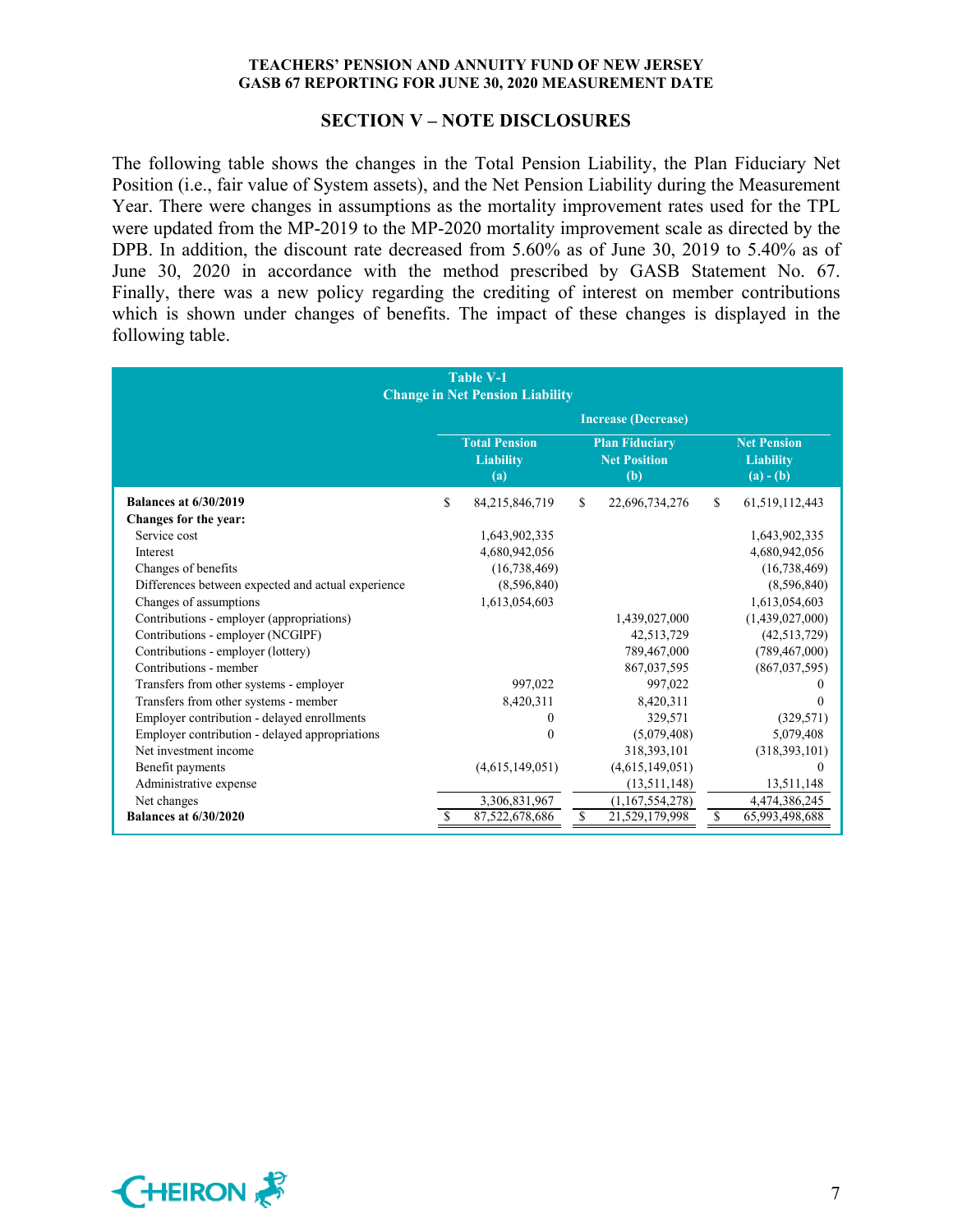## SECTION V – NOTE DISCLOSURES

The following table shows the changes in the Total Pension Liability, the Plan Fiduciary Net Position (i.e., fair value of System assets), and the Net Pension Liability during the Measurement Year. There were changes in assumptions as the mortality improvement rates used for the TPL were updated from the MP-2019 to the MP-2020 mortality improvement scale as directed by the DPB. In addition, the discount rate decreased from 5.60% as of June 30, 2019 to 5.40% as of June 30, 2020 in accordance with the method prescribed by GASB Statement No. 67. Finally, there was a new policy regarding the crediting of interest on member contributions which is shown under changes of benefits. The impact of these changes is displayed in the following table.

**Table V-1**
**Change in Net Pension Liability**

| | Increase (Decrease) | | |
|---|---|---|---|
| | **Total Pension Liability (a)** | **Plan Fiduciary Net Position (b)** | **Net Pension Liability (a) - (b)** |
| **Balances at 6/30/2019** | $ 84,215,846,719 | $ 22,696,734,276 | $ 61,519,112,443 |
| **Changes for the year:** | | | |
| Service cost | 1,643,902,335 | | 1,643,902,335 |
| Interest | 4,680,942,056 | | 4,680,942,056 |
| Changes of benefits | (16,738,469) | | (16,738,469) |
| Differences between expected and actual experience | (8,596,840) | | (8,596,840) |
| Changes of assumptions | 1,613,054,603 | | 1,613,054,603 |
| Contributions - employer (appropriations) | | 1,439,027,000 | (1,439,027,000) |
| Contributions - employer (NCGIPF) | | 42,513,729 | (42,513,729) |
| Contributions - employer (lottery) | | 789,467,000 | (789,467,000) |
| Contributions - member | | 867,037,595 | (867,037,595) |
| Transfers from other systems - employer | 997,022 | 997,022 | 0 |
| Transfers from other systems - member | 8,420,311 | 8,420,311 | 0 |
| Employer contribution - delayed enrollments | 0 | 329,571 | (329,571) |
| Employer contribution - delayed appropriations | 0 | (5,079,408) | 5,079,408 |
| Net investment income | | 318,393,101 | (318,393,101) |
| Benefit payments | (4,615,149,051) | (4,615,149,051) | 0 |
| Administrative expense | | (13,511,148) | 13,511,148 |
| Net changes | 3,306,831,967 | (1,167,554,278) | 4,474,386,245 |
| **Balances at 6/30/2020** | $ 87,522,678,686 | $ 21,529,179,998 | $ 65,993,498,688 |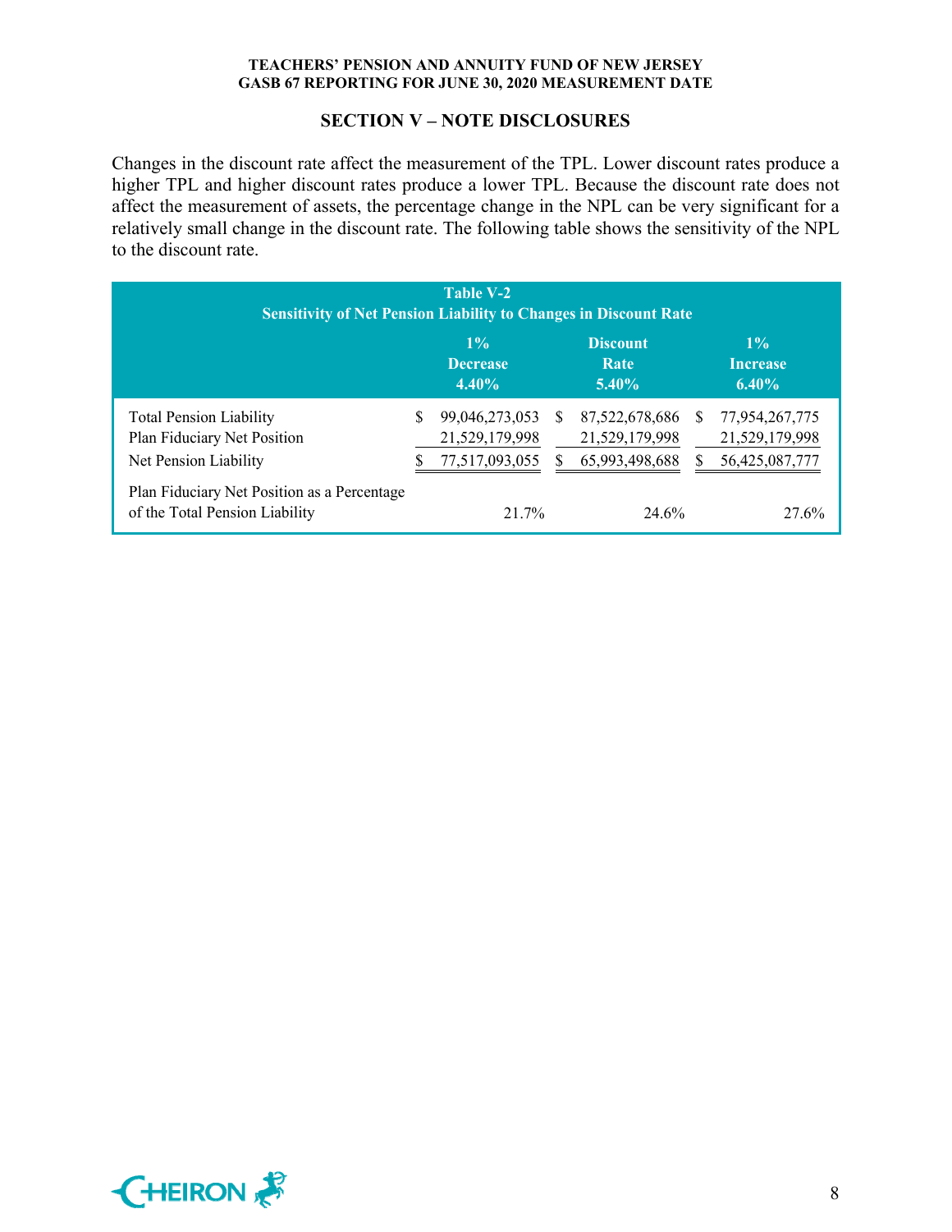## SECTION V – NOTE DISCLOSURES

Changes in the discount rate affect the measurement of the TPL. Lower discount rates produce a higher TPL and higher discount rates produce a lower TPL. Because the discount rate does not affect the measurement of assets, the percentage change in the NPL can be very significant for a relatively small change in the discount rate. The following table shows the sensitivity of the NPL to the discount rate.

**Table V-2**
**Sensitivity of Net Pension Liability to Changes in Discount Rate**

| | 1% Decrease 4.40% | Discount Rate 5.40% | 1% Increase 6.40% |
|---|---|---|---|
| Total Pension Liability | $ 99,046,273,053 | $ 87,522,678,686 | $ 77,954,267,775 |
| Plan Fiduciary Net Position | 21,529,179,998 | 21,529,179,998 | 21,529,179,998 |
| Net Pension Liability | $ 77,517,093,055 | $ 65,993,498,688 | $ 56,425,087,777 |
| Plan Fiduciary Net Position as a Percentage of the Total Pension Liability | 21.7% | 24.6% | 27.6% |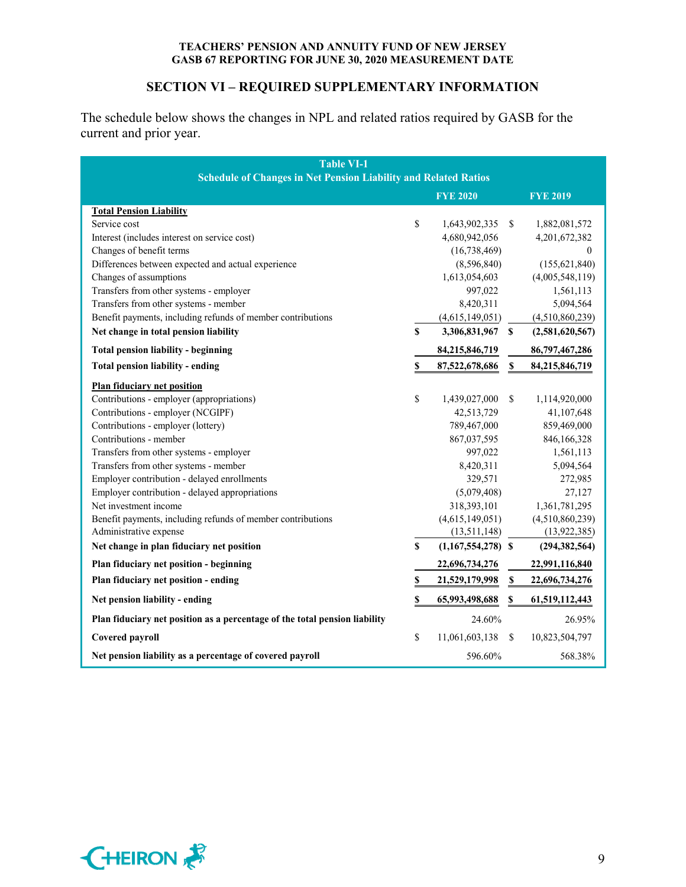## SECTION VI – REQUIRED SUPPLEMENTARY INFORMATION

The schedule below shows the changes in NPL and related ratios required by GASB for the current and prior year.

**Table VI-1**
**Schedule of Changes in Net Pension Liability and Related Ratios**

| | FYE 2020 | FYE 2019 |
|---|---|---|
| **Total Pension Liability** | | |
| Service cost | $ 1,643,902,335 | $ 1,882,081,572 |
| Interest (includes interest on service cost) | 4,680,942,056 | 4,201,672,382 |
| Changes of benefit terms | (16,738,469) | 0 |
| Differences between expected and actual experience | (8,596,840) | (155,621,840) |
| Changes of assumptions | 1,613,054,603 | (4,005,548,119) |
| Transfers from other systems - employer | 997,022 | 1,561,113 |
| Transfers from other systems - member | 8,420,311 | 5,094,564 |
| Benefit payments, including refunds of member contributions | (4,615,149,051) | (4,510,860,239) |
| **Net change in total pension liability** | **$ 3,306,831,967** | **$ (2,581,620,567)** |
| **Total pension liability - beginning** | **84,215,846,719** | **86,797,467,286** |
| **Total pension liability - ending** | **$ 87,522,678,686** | **$ 84,215,846,719** |
| **Plan fiduciary net position** | | |
| Contributions - employer (appropriations) | $ 1,439,027,000 | $ 1,114,920,000 |
| Contributions - employer (NCGIPF) | 42,513,729 | 41,107,648 |
| Contributions - employer (lottery) | 789,467,000 | 859,469,000 |
| Contributions - member | 867,037,595 | 846,166,328 |
| Transfers from other systems - employer | 997,022 | 1,561,113 |
| Transfers from other systems - member | 8,420,311 | 5,094,564 |
| Employer contribution - delayed enrollments | 329,571 | 272,985 |
| Employer contribution - delayed appropriations | (5,079,408) | 27,127 |
| Net investment income | 318,393,101 | 1,361,781,295 |
| Benefit payments, including refunds of member contributions | (4,615,149,051) | (4,510,860,239) |
| Administrative expense | (13,511,148) | (13,922,385) |
| **Net change in plan fiduciary net position** | **$ (1,167,554,278)** | **$ (294,382,564)** |
| **Plan fiduciary net position - beginning** | **22,696,734,276** | **22,991,116,840** |
| **Plan fiduciary net position - ending** | **$ 21,529,179,998** | **$ 22,696,734,276** |
| **Net pension liability - ending** | **$ 65,993,498,688** | **$ 61,519,112,443** |
| **Plan fiduciary net position as a percentage of the total pension liability** | 24.60% | 26.95% |
| **Covered payroll** | $ 11,061,603,138 | $ 10,823,504,797 |
| **Net pension liability as a percentage of covered payroll** | 596.60% | 568.38% |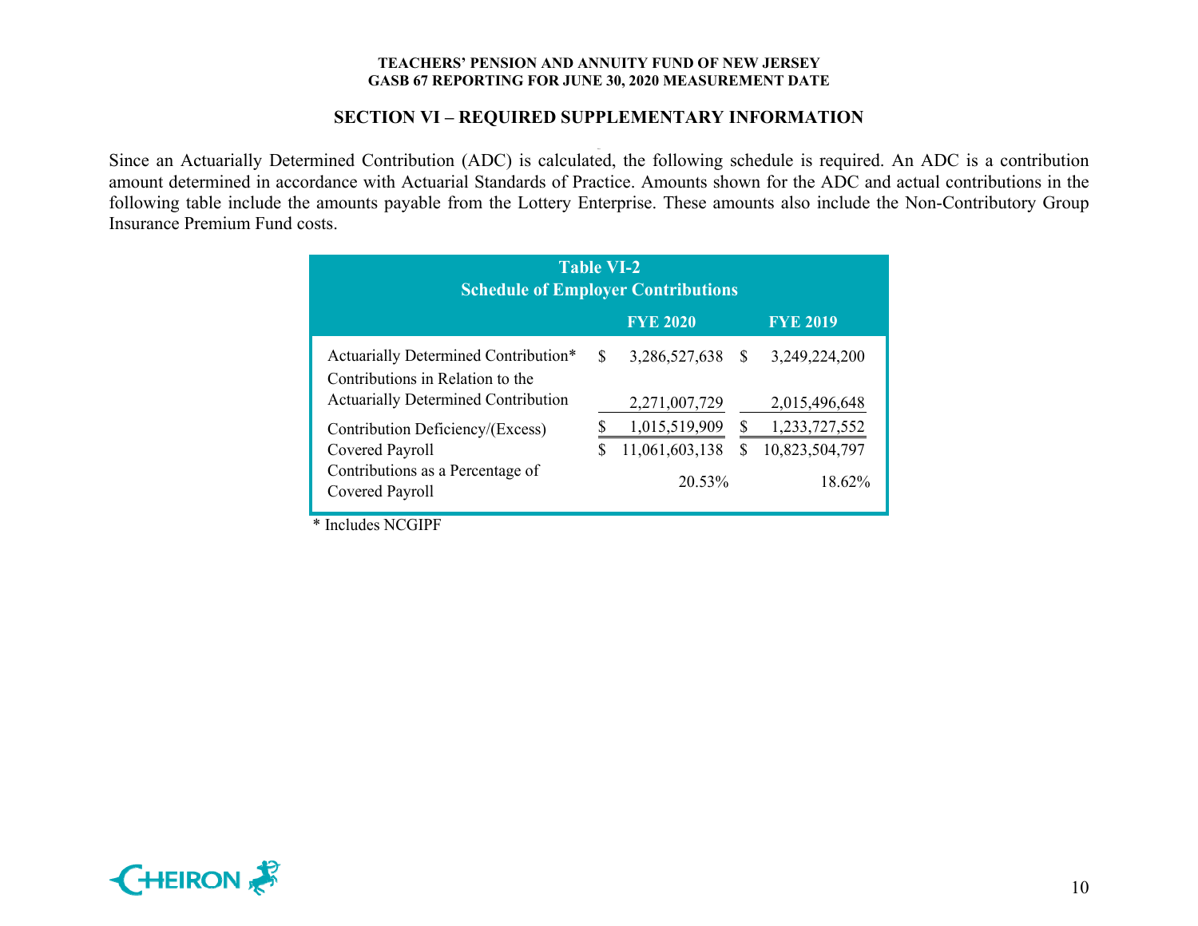## SECTION VI – REQUIRED SUPPLEMENTARY INFORMATION

Since an Actuarially Determined Contribution (ADC) is calculated, the following schedule is required. An ADC is a contribution amount determined in accordance with Actuarial Standards of Practice. Amounts shown for the ADC and actual contributions in the following table include the amounts payable from the Lottery Enterprise. These amounts also include the Non-Contributory Group Insurance Premium Fund costs.

**Table VI-2**
**Schedule of Employer Contributions**

| | FYE 2020 | FYE 2019 |
|---|---|---|
| Actuarially Determined Contribution* | $ 3,286,527,638 | $ 3,249,224,200 |
| Contributions in Relation to the Actuarially Determined Contribution | 2,271,007,729 | 2,015,496,648 |
| Contribution Deficiency/(Excess) | $ 1,015,519,909 | $ 1,233,727,552 |
| Covered Payroll | $ 11,061,603,138 | $ 10,823,504,797 |
| Contributions as a Percentage of Covered Payroll | 20.53% | 18.62% |

* Includes NCGIPF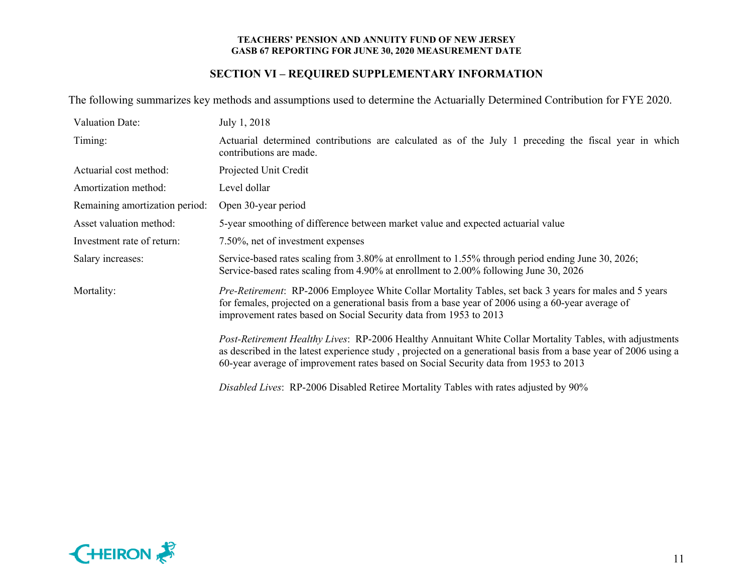## SECTION VI – REQUIRED SUPPLEMENTARY INFORMATION

The following summarizes key methods and assumptions used to determine the Actuarially Determined Contribution for FYE 2020.

| | |
|---|---|
| Valuation Date: | July 1, 2018 |
| Timing: | Actuarial determined contributions are calculated as of the July 1 preceding the fiscal year in which contributions are made. |
| Actuarial cost method: | Projected Unit Credit |
| Amortization method: | Level dollar |
| Remaining amortization period: | Open 30-year period |
| Asset valuation method: | 5-year smoothing of difference between market value and expected actuarial value |
| Investment rate of return: | 7.50%, net of investment expenses |
| Salary increases: | Service-based rates scaling from 3.80% at enrollment to 1.55% through period ending June 30, 2026; Service-based rates scaling from 4.90% at enrollment to 2.00% following June 30, 2026 |
| Mortality: | *Pre-Retirement*: RP-2006 Employee White Collar Mortality Tables, set back 3 years for males and 5 years for females, projected on a generational basis from a base year of 2006 using a 60-year average of improvement rates based on Social Security data from 1953 to 2013<br><br>*Post-Retirement Healthy Lives*: RP-2006 Healthy Annuitant White Collar Mortality Tables, with adjustments as described in the latest experience study , projected on a generational basis from a base year of 2006 using a 60-year average of improvement rates based on Social Security data from 1953 to 2013<br><br>*Disabled Lives*: RP-2006 Disabled Retiree Mortality Tables with rates adjusted by 90% |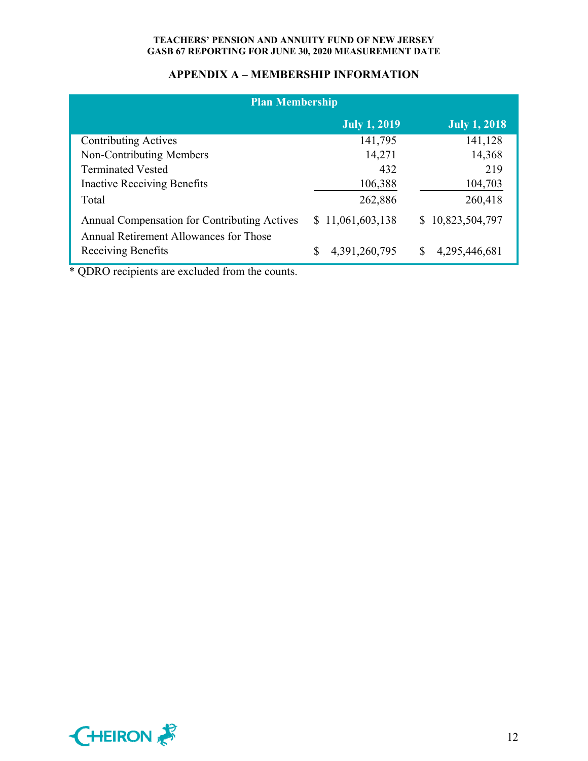## APPENDIX A – MEMBERSHIP INFORMATION

| Plan Membership | July 1, 2019 | July 1, 2018 |
|---|---|---|
| Contributing Actives | 141,795 | 141,128 |
| Non-Contributing Members | 14,271 | 14,368 |
| Terminated Vested | 432 | 219 |
| Inactive Receiving Benefits | 106,388 | 104,703 |
| Total | 262,886 | 260,418 |
| Annual Compensation for Contributing Actives | $ 11,061,603,138 | $ 10,823,504,797 |
| Annual Retirement Allowances for Those Receiving Benefits | $ 4,391,260,795 | $ 4,295,446,681 |

* QDRO recipients are excluded from the counts.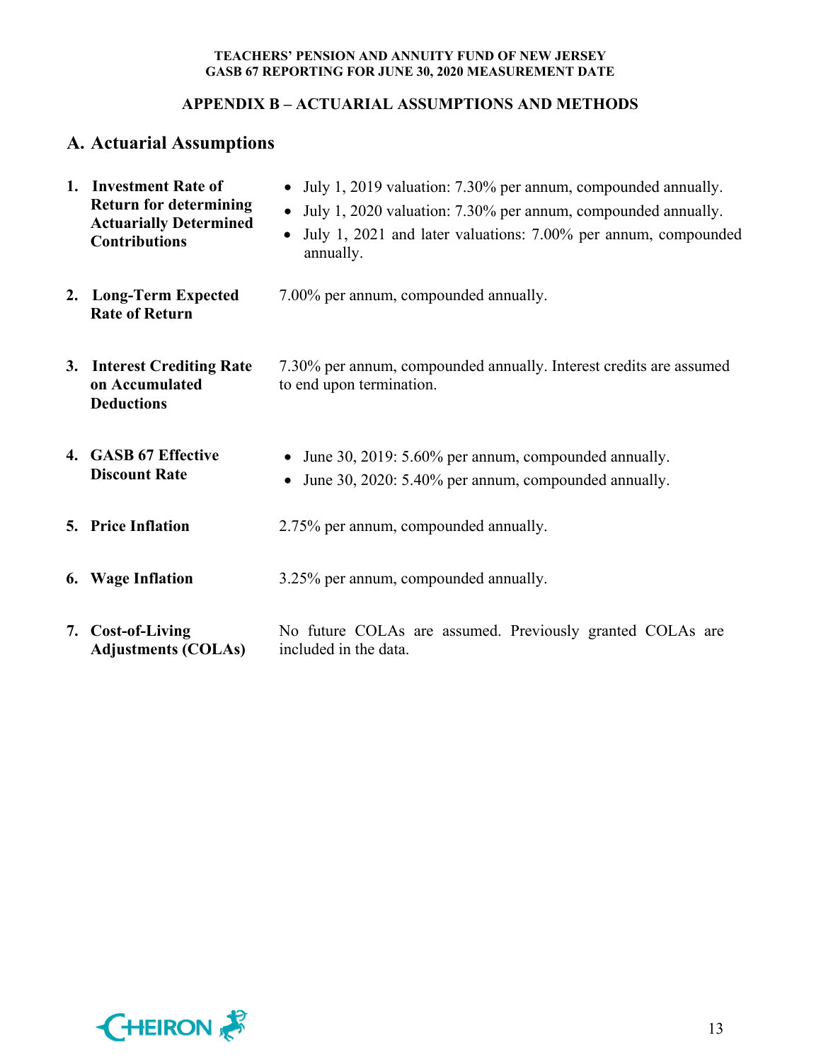## APPENDIX B – ACTUARIAL ASSUMPTIONS AND METHODS

### A. Actuarial Assumptions

1. **Investment Rate of Return for determining Actuarially Determined Contributions**
   - July 1, 2019 valuation: 7.30% per annum, compounded annually.
   - July 1, 2020 valuation: 7.30% per annum, compounded annually.
   - July 1, 2021 and later valuations: 7.00% per annum, compounded annually.

2. **Long-Term Expected Rate of Return**
   7.00% per annum, compounded annually.

3. **Interest Crediting Rate on Accumulated Deductions**
   7.30% per annum, compounded annually. Interest credits are assumed to end upon termination.

4. **GASB 67 Effective Discount Rate**
   - June 30, 2019: 5.60% per annum, compounded annually.
   - June 30, 2020: 5.40% per annum, compounded annually.

5. **Price Inflation**
   2.75% per annum, compounded annually.

6. **Wage Inflation**
   3.25% per annum, compounded annually.

7. **Cost-of-Living Adjustments (COLAs)**
   No future COLAs are assumed. Previously granted COLAs are included in the data.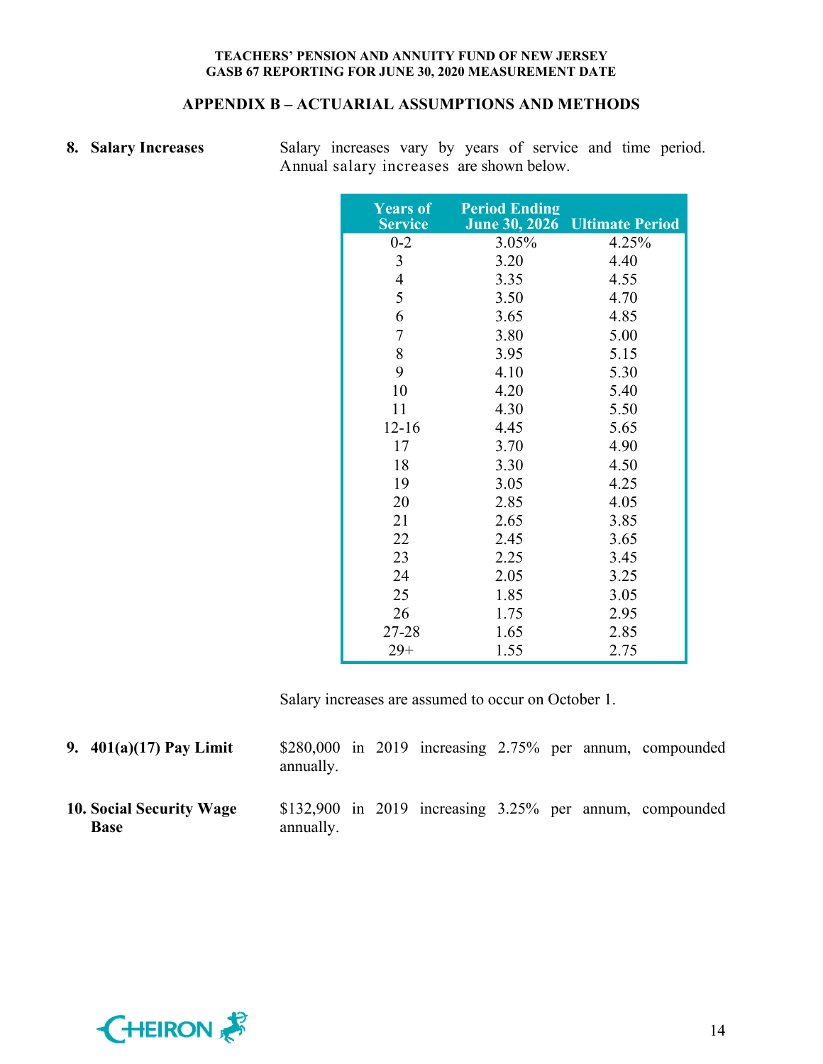## APPENDIX B – ACTUARIAL ASSUMPTIONS AND METHODS

**8. Salary Increases**

Salary increases vary by years of service and time period. Annual salary increases are shown below.

| Years of Service | Period Ending June 30, 2026 | Ultimate Period |
|---|---|---|
| 0-2 | 3.05% | 4.25% |
| 3 | 3.20 | 4.40 |
| 4 | 3.35 | 4.55 |
| 5 | 3.50 | 4.70 |
| 6 | 3.65 | 4.85 |
| 7 | 3.80 | 5.00 |
| 8 | 3.95 | 5.15 |
| 9 | 4.10 | 5.30 |
| 10 | 4.20 | 5.40 |
| 11 | 4.30 | 5.50 |
| 12-16 | 4.45 | 5.65 |
| 17 | 3.70 | 4.90 |
| 18 | 3.30 | 4.50 |
| 19 | 3.05 | 4.25 |
| 20 | 2.85 | 4.05 |
| 21 | 2.65 | 3.85 |
| 22 | 2.45 | 3.65 |
| 23 | 2.25 | 3.45 |
| 24 | 2.05 | 3.25 |
| 25 | 1.85 | 3.05 |
| 26 | 1.75 | 2.95 |
| 27-28 | 1.65 | 2.85 |
| 29+ | 1.55 | 2.75 |

Salary increases are assumed to occur on October 1.

**9. 401(a)(17) Pay Limit**

$280,000 in 2019 increasing 2.75% per annum, compounded annually.

**10. Social Security Wage Base**

$132,900 in 2019 increasing 3.25% per annum, compounded annually.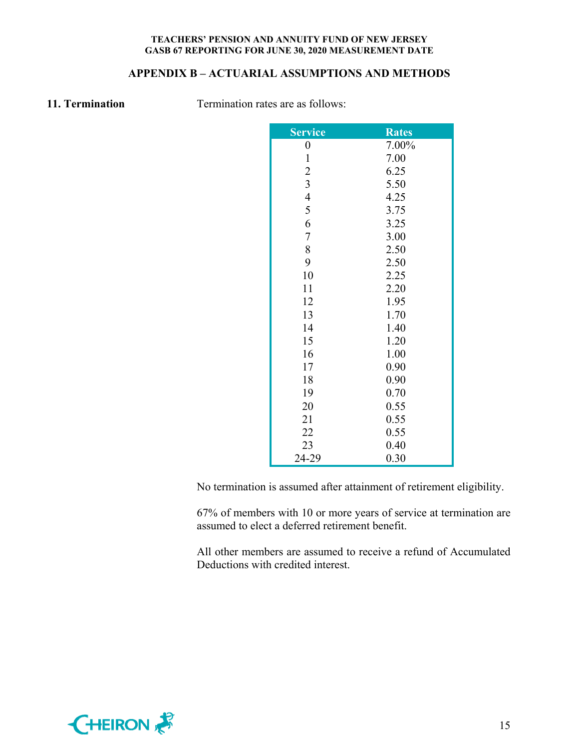## APPENDIX B – ACTUARIAL ASSUMPTIONS AND METHODS

**11. Termination**

Termination rates are as follows:

| Service | Rates |
|---|---|
| 0 | 7.00% |
| 1 | 7.00 |
| 2 | 6.25 |
| 3 | 5.50 |
| 4 | 4.25 |
| 5 | 3.75 |
| 6 | 3.25 |
| 7 | 3.00 |
| 8 | 2.50 |
| 9 | 2.50 |
| 10 | 2.25 |
| 11 | 2.20 |
| 12 | 1.95 |
| 13 | 1.70 |
| 14 | 1.40 |
| 15 | 1.20 |
| 16 | 1.00 |
| 17 | 0.90 |
| 18 | 0.90 |
| 19 | 0.70 |
| 20 | 0.55 |
| 21 | 0.55 |
| 22 | 0.55 |
| 23 | 0.40 |
| 24-29 | 0.30 |

No termination is assumed after attainment of retirement eligibility.

67% of members with 10 or more years of service at termination are assumed to elect a deferred retirement benefit.

All other members are assumed to receive a refund of Accumulated Deductions with credited interest.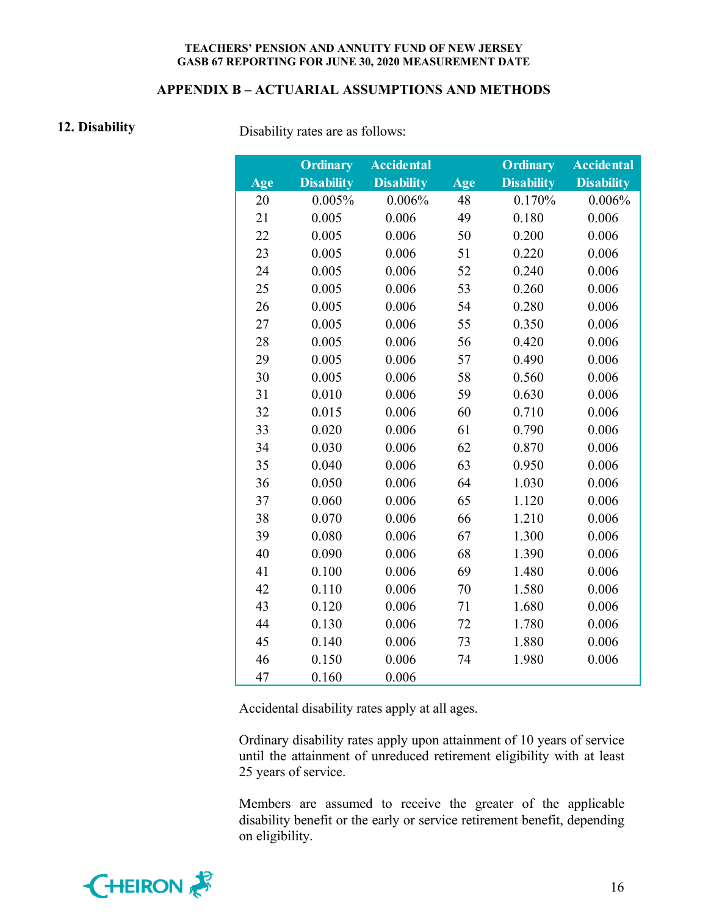## APPENDIX B – ACTUARIAL ASSUMPTIONS AND METHODS

**12. Disability**

Disability rates are as follows:

| Age | Ordinary Disability | Accidental Disability | Age | Ordinary Disability | Accidental Disability |
|---|---|---|---|---|---|
| 20 | 0.005% | 0.006% | 48 | 0.170% | 0.006% |
| 21 | 0.005 | 0.006 | 49 | 0.180 | 0.006 |
| 22 | 0.005 | 0.006 | 50 | 0.200 | 0.006 |
| 23 | 0.005 | 0.006 | 51 | 0.220 | 0.006 |
| 24 | 0.005 | 0.006 | 52 | 0.240 | 0.006 |
| 25 | 0.005 | 0.006 | 53 | 0.260 | 0.006 |
| 26 | 0.005 | 0.006 | 54 | 0.280 | 0.006 |
| 27 | 0.005 | 0.006 | 55 | 0.350 | 0.006 |
| 28 | 0.005 | 0.006 | 56 | 0.420 | 0.006 |
| 29 | 0.005 | 0.006 | 57 | 0.490 | 0.006 |
| 30 | 0.005 | 0.006 | 58 | 0.560 | 0.006 |
| 31 | 0.010 | 0.006 | 59 | 0.630 | 0.006 |
| 32 | 0.015 | 0.006 | 60 | 0.710 | 0.006 |
| 33 | 0.020 | 0.006 | 61 | 0.790 | 0.006 |
| 34 | 0.030 | 0.006 | 62 | 0.870 | 0.006 |
| 35 | 0.040 | 0.006 | 63 | 0.950 | 0.006 |
| 36 | 0.050 | 0.006 | 64 | 1.030 | 0.006 |
| 37 | 0.060 | 0.006 | 65 | 1.120 | 0.006 |
| 38 | 0.070 | 0.006 | 66 | 1.210 | 0.006 |
| 39 | 0.080 | 0.006 | 67 | 1.300 | 0.006 |
| 40 | 0.090 | 0.006 | 68 | 1.390 | 0.006 |
| 41 | 0.100 | 0.006 | 69 | 1.480 | 0.006 |
| 42 | 0.110 | 0.006 | 70 | 1.580 | 0.006 |
| 43 | 0.120 | 0.006 | 71 | 1.680 | 0.006 |
| 44 | 0.130 | 0.006 | 72 | 1.780 | 0.006 |
| 45 | 0.140 | 0.006 | 73 | 1.880 | 0.006 |
| 46 | 0.150 | 0.006 | 74 | 1.980 | 0.006 |
| 47 | 0.160 | 0.006 | | | |

Accidental disability rates apply at all ages.

Ordinary disability rates apply upon attainment of 10 years of service until the attainment of unreduced retirement eligibility with at least 25 years of service.

Members are assumed to receive the greater of the applicable disability benefit or the early or service retirement benefit, depending on eligibility.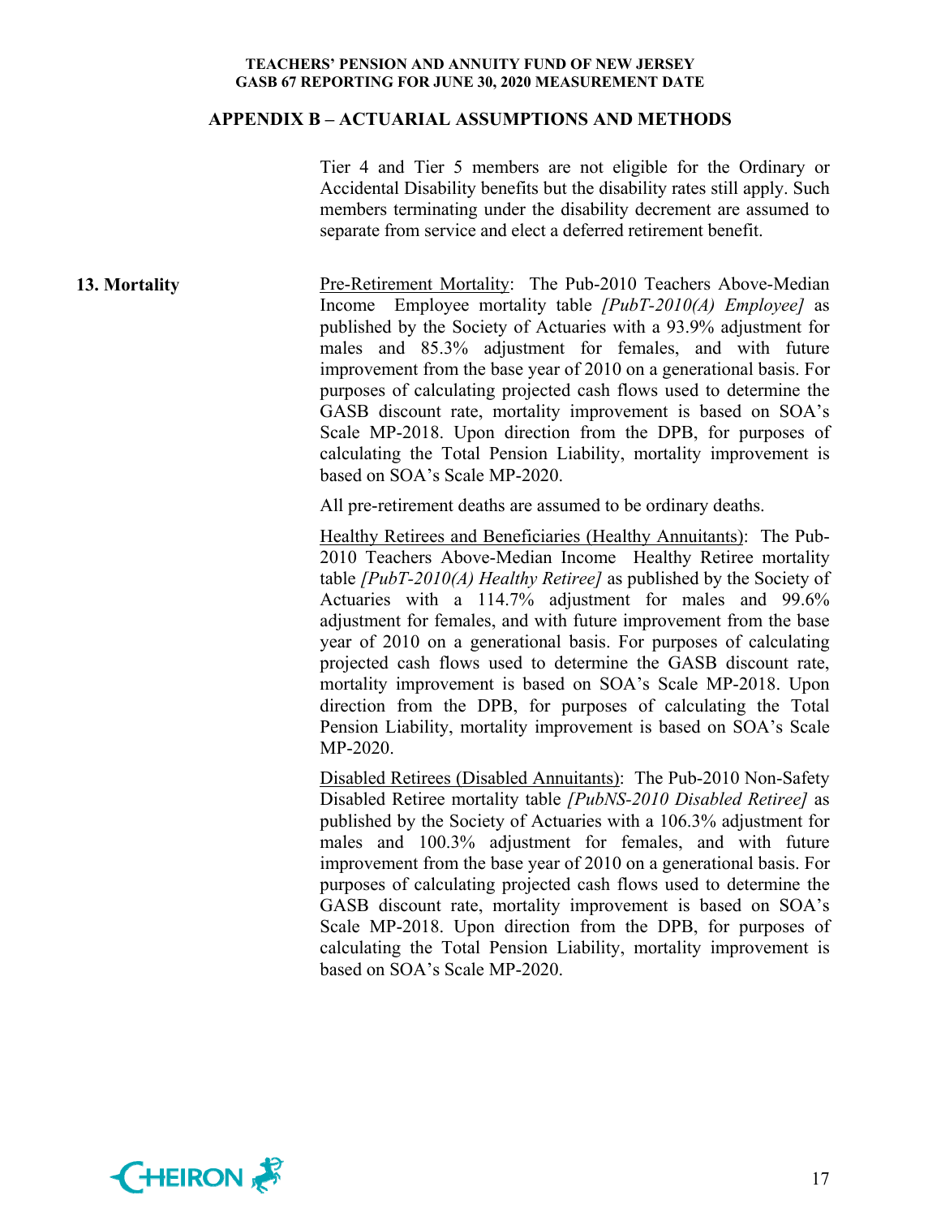## APPENDIX B – ACTUARIAL ASSUMPTIONS AND METHODS

Tier 4 and Tier 5 members are not eligible for the Ordinary or Accidental Disability benefits but the disability rates still apply. Such members terminating under the disability decrement are assumed to separate from service and elect a deferred retirement benefit.

**13. Mortality**

Pre-Retirement Mortality: The Pub-2010 Teachers Above-Median Income Employee mortality table *[PubT-2010(A) Employee]* as published by the Society of Actuaries with a 93.9% adjustment for males and 85.3% adjustment for females, and with future improvement from the base year of 2010 on a generational basis. For purposes of calculating projected cash flows used to determine the GASB discount rate, mortality improvement is based on SOA's Scale MP-2018. Upon direction from the DPB, for purposes of calculating the Total Pension Liability, mortality improvement is based on SOA's Scale MP-2020.

All pre-retirement deaths are assumed to be ordinary deaths.

Healthy Retirees and Beneficiaries (Healthy Annuitants): The Pub-2010 Teachers Above-Median Income Healthy Retiree mortality table *[PubT-2010(A) Healthy Retiree]* as published by the Society of Actuaries with a 114.7% adjustment for males and 99.6% adjustment for females, and with future improvement from the base year of 2010 on a generational basis. For purposes of calculating projected cash flows used to determine the GASB discount rate, mortality improvement is based on SOA's Scale MP-2018. Upon direction from the DPB, for purposes of calculating the Total Pension Liability, mortality improvement is based on SOA's Scale MP-2020.

Disabled Retirees (Disabled Annuitants): The Pub-2010 Non-Safety Disabled Retiree mortality table *[PubNS-2010 Disabled Retiree]* as published by the Society of Actuaries with a 106.3% adjustment for males and 100.3% adjustment for females, and with future improvement from the base year of 2010 on a generational basis. For purposes of calculating projected cash flows used to determine the GASB discount rate, mortality improvement is based on SOA's Scale MP-2018. Upon direction from the DPB, for purposes of calculating the Total Pension Liability, mortality improvement is based on SOA's Scale MP-2020.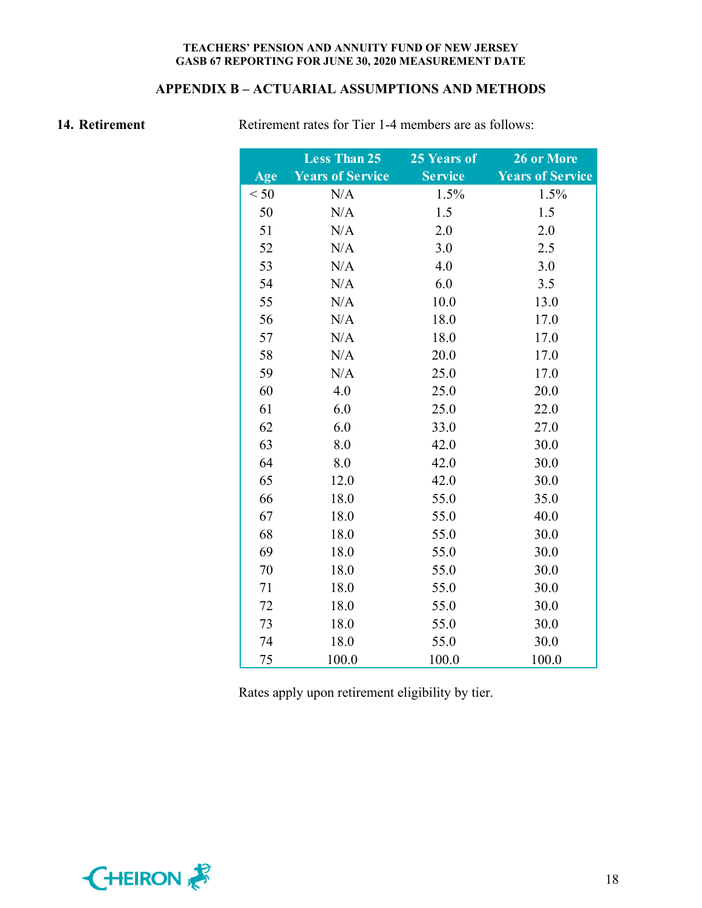## APPENDIX B – ACTUARIAL ASSUMPTIONS AND METHODS

**14. Retirement**

Retirement rates for Tier 1-4 members are as follows:

| Age | Less Than 25 Years of Service | 25 Years of Service | 26 or More Years of Service |
|---|---|---|---|
| < 50 | N/A | 1.5% | 1.5% |
| 50 | N/A | 1.5 | 1.5 |
| 51 | N/A | 2.0 | 2.0 |
| 52 | N/A | 3.0 | 2.5 |
| 53 | N/A | 4.0 | 3.0 |
| 54 | N/A | 6.0 | 3.5 |
| 55 | N/A | 10.0 | 13.0 |
| 56 | N/A | 18.0 | 17.0 |
| 57 | N/A | 18.0 | 17.0 |
| 58 | N/A | 20.0 | 17.0 |
| 59 | N/A | 25.0 | 17.0 |
| 60 | 4.0 | 25.0 | 20.0 |
| 61 | 6.0 | 25.0 | 22.0 |
| 62 | 6.0 | 33.0 | 27.0 |
| 63 | 8.0 | 42.0 | 30.0 |
| 64 | 8.0 | 42.0 | 30.0 |
| 65 | 12.0 | 42.0 | 30.0 |
| 66 | 18.0 | 55.0 | 35.0 |
| 67 | 18.0 | 55.0 | 40.0 |
| 68 | 18.0 | 55.0 | 30.0 |
| 69 | 18.0 | 55.0 | 30.0 |
| 70 | 18.0 | 55.0 | 30.0 |
| 71 | 18.0 | 55.0 | 30.0 |
| 72 | 18.0 | 55.0 | 30.0 |
| 73 | 18.0 | 55.0 | 30.0 |
| 74 | 18.0 | 55.0 | 30.0 |
| 75 | 100.0 | 100.0 | 100.0 |

Rates apply upon retirement eligibility by tier.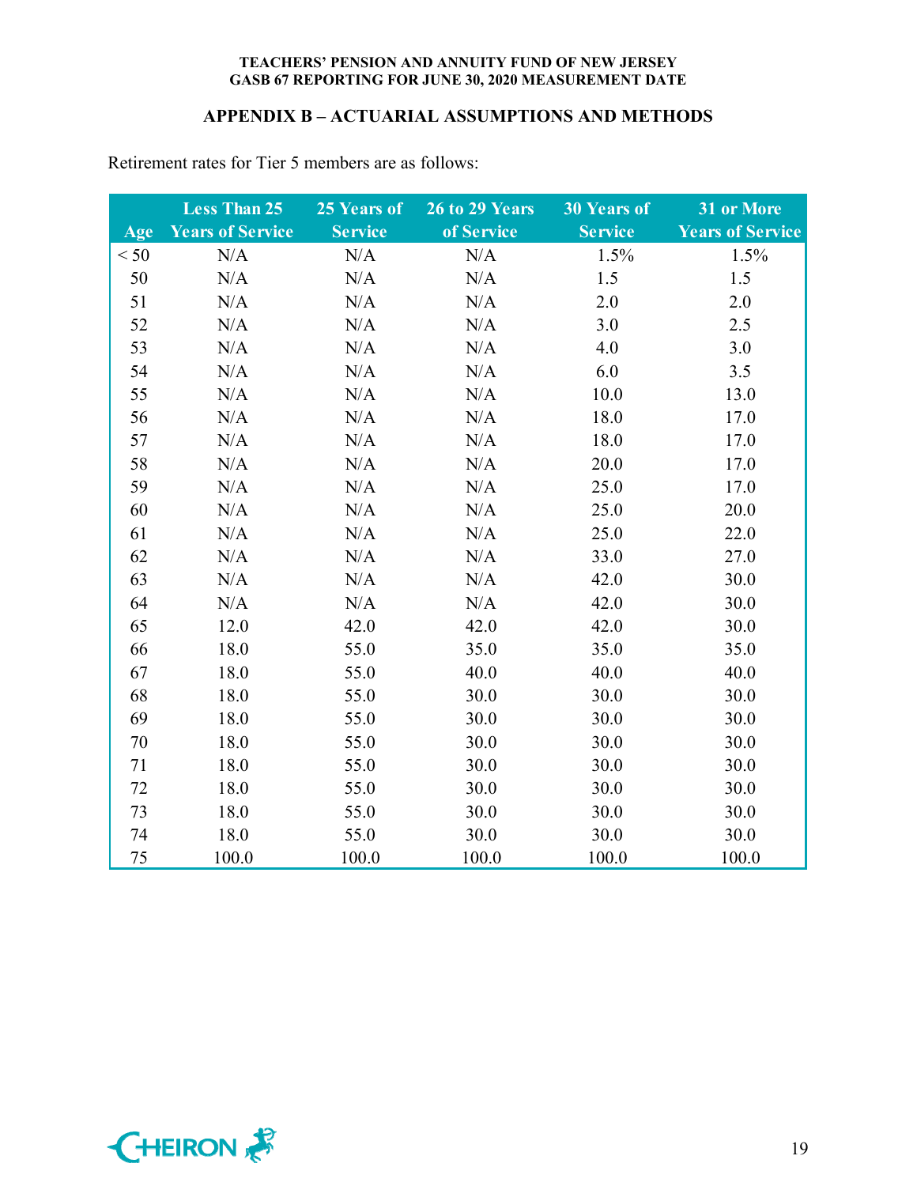## APPENDIX B – ACTUARIAL ASSUMPTIONS AND METHODS

Retirement rates for Tier 5 members are as follows:

| Age | Less Than 25 Years of Service | 25 Years of Service | 26 to 29 Years of Service | 30 Years of Service | 31 or More Years of Service |
|---|---|---|---|---|---|
| < 50 | N/A | N/A | N/A | 1.5% | 1.5% |
| 50 | N/A | N/A | N/A | 1.5 | 1.5 |
| 51 | N/A | N/A | N/A | 2.0 | 2.0 |
| 52 | N/A | N/A | N/A | 3.0 | 2.5 |
| 53 | N/A | N/A | N/A | 4.0 | 3.0 |
| 54 | N/A | N/A | N/A | 6.0 | 3.5 |
| 55 | N/A | N/A | N/A | 10.0 | 13.0 |
| 56 | N/A | N/A | N/A | 18.0 | 17.0 |
| 57 | N/A | N/A | N/A | 18.0 | 17.0 |
| 58 | N/A | N/A | N/A | 20.0 | 17.0 |
| 59 | N/A | N/A | N/A | 25.0 | 17.0 |
| 60 | N/A | N/A | N/A | 25.0 | 20.0 |
| 61 | N/A | N/A | N/A | 25.0 | 22.0 |
| 62 | N/A | N/A | N/A | 33.0 | 27.0 |
| 63 | N/A | N/A | N/A | 42.0 | 30.0 |
| 64 | N/A | N/A | N/A | 42.0 | 30.0 |
| 65 | 12.0 | 42.0 | 42.0 | 42.0 | 30.0 |
| 66 | 18.0 | 55.0 | 35.0 | 35.0 | 35.0 |
| 67 | 18.0 | 55.0 | 40.0 | 40.0 | 40.0 |
| 68 | 18.0 | 55.0 | 30.0 | 30.0 | 30.0 |
| 69 | 18.0 | 55.0 | 30.0 | 30.0 | 30.0 |
| 70 | 18.0 | 55.0 | 30.0 | 30.0 | 30.0 |
| 71 | 18.0 | 55.0 | 30.0 | 30.0 | 30.0 |
| 72 | 18.0 | 55.0 | 30.0 | 30.0 | 30.0 |
| 73 | 18.0 | 55.0 | 30.0 | 30.0 | 30.0 |
| 74 | 18.0 | 55.0 | 30.0 | 30.0 | 30.0 |
| 75 | 100.0 | 100.0 | 100.0 | 100.0 | 100.0 |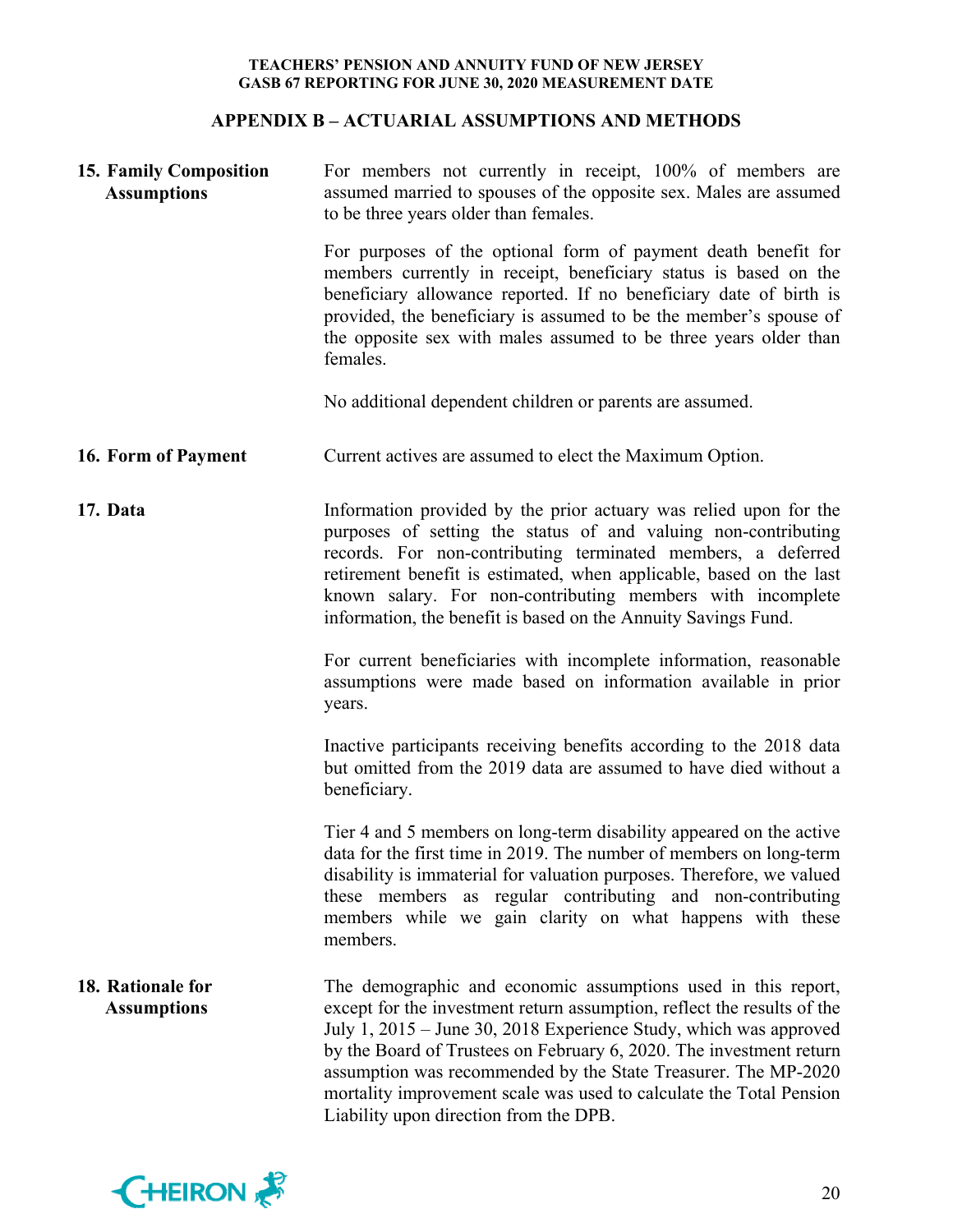## APPENDIX B – ACTUARIAL ASSUMPTIONS AND METHODS

**15. Family Composition Assumptions**

For members not currently in receipt, 100% of members are assumed married to spouses of the opposite sex. Males are assumed to be three years older than females.

For purposes of the optional form of payment death benefit for members currently in receipt, beneficiary status is based on the beneficiary allowance reported. If no beneficiary date of birth is provided, the beneficiary is assumed to be the member's spouse of the opposite sex with males assumed to be three years older than females.

No additional dependent children or parents are assumed.

**16. Form of Payment**

Current actives are assumed to elect the Maximum Option.

**17. Data**

Information provided by the prior actuary was relied upon for the purposes of setting the status of and valuing non-contributing records. For non-contributing terminated members, a deferred retirement benefit is estimated, when applicable, based on the last known salary. For non-contributing members with incomplete information, the benefit is based on the Annuity Savings Fund.

For current beneficiaries with incomplete information, reasonable assumptions were made based on information available in prior years.

Inactive participants receiving benefits according to the 2018 data but omitted from the 2019 data are assumed to have died without a beneficiary.

Tier 4 and 5 members on long-term disability appeared on the active data for the first time in 2019. The number of members on long-term disability is immaterial for valuation purposes. Therefore, we valued these members as regular contributing and non-contributing members while we gain clarity on what happens with these members.

**18. Rationale for Assumptions**

The demographic and economic assumptions used in this report, except for the investment return assumption, reflect the results of the July 1, 2015 – June 30, 2018 Experience Study, which was approved by the Board of Trustees on February 6, 2020. The investment return assumption was recommended by the State Treasurer. The MP-2020 mortality improvement scale was used to calculate the Total Pension Liability upon direction from the DPB.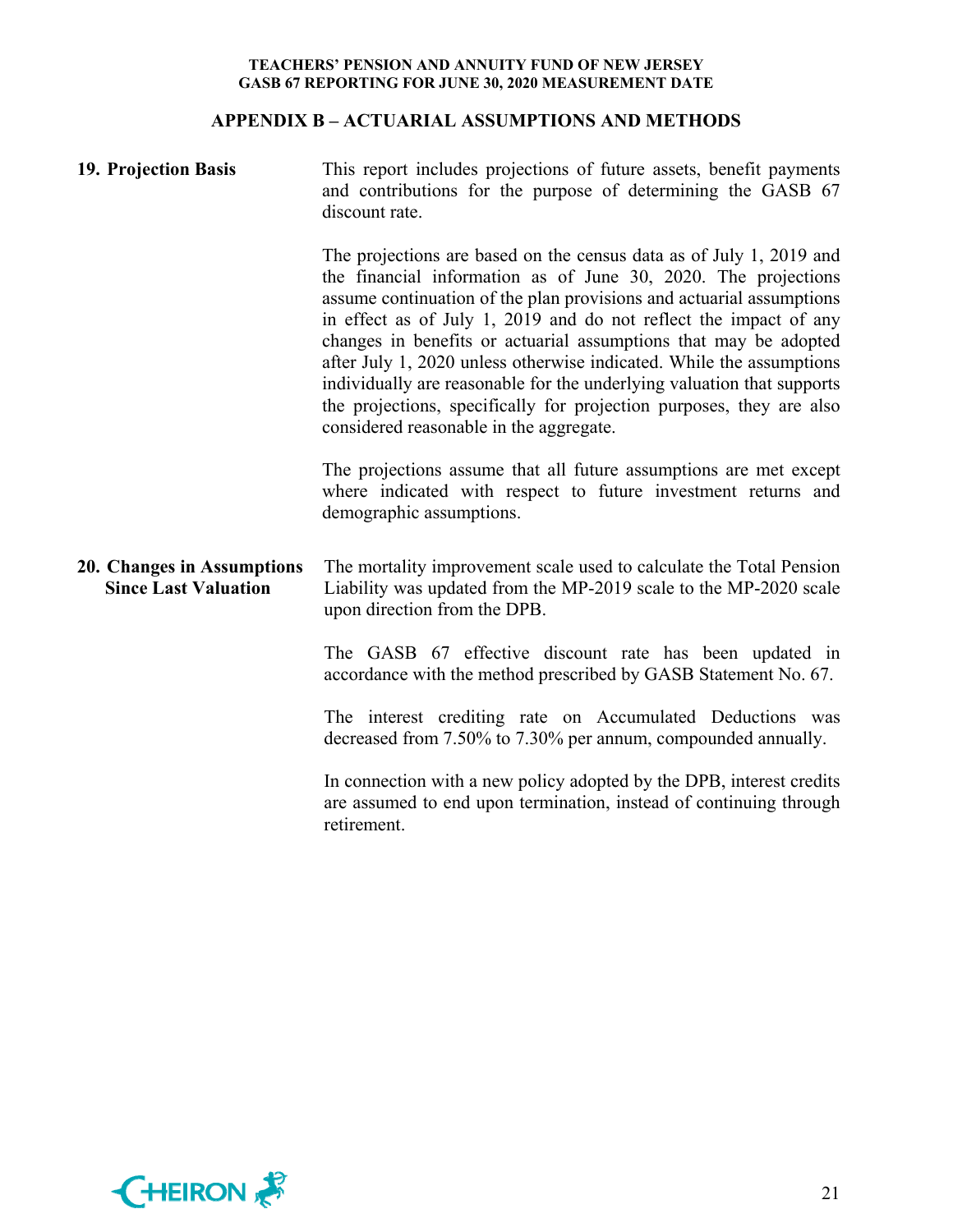## APPENDIX B – ACTUARIAL ASSUMPTIONS AND METHODS

**19. Projection Basis**

This report includes projections of future assets, benefit payments and contributions for the purpose of determining the GASB 67 discount rate.

The projections are based on the census data as of July 1, 2019 and the financial information as of June 30, 2020. The projections assume continuation of the plan provisions and actuarial assumptions in effect as of July 1, 2019 and do not reflect the impact of any changes in benefits or actuarial assumptions that may be adopted after July 1, 2020 unless otherwise indicated. While the assumptions individually are reasonable for the underlying valuation that supports the projections, specifically for projection purposes, they are also considered reasonable in the aggregate.

The projections assume that all future assumptions are met except where indicated with respect to future investment returns and demographic assumptions.

**20. Changes in Assumptions Since Last Valuation**

The mortality improvement scale used to calculate the Total Pension Liability was updated from the MP-2019 scale to the MP-2020 scale upon direction from the DPB.

The GASB 67 effective discount rate has been updated in accordance with the method prescribed by GASB Statement No. 67.

The interest crediting rate on Accumulated Deductions was decreased from 7.50% to 7.30% per annum, compounded annually.

In connection with a new policy adopted by the DPB, interest credits are assumed to end upon termination, instead of continuing through retirement.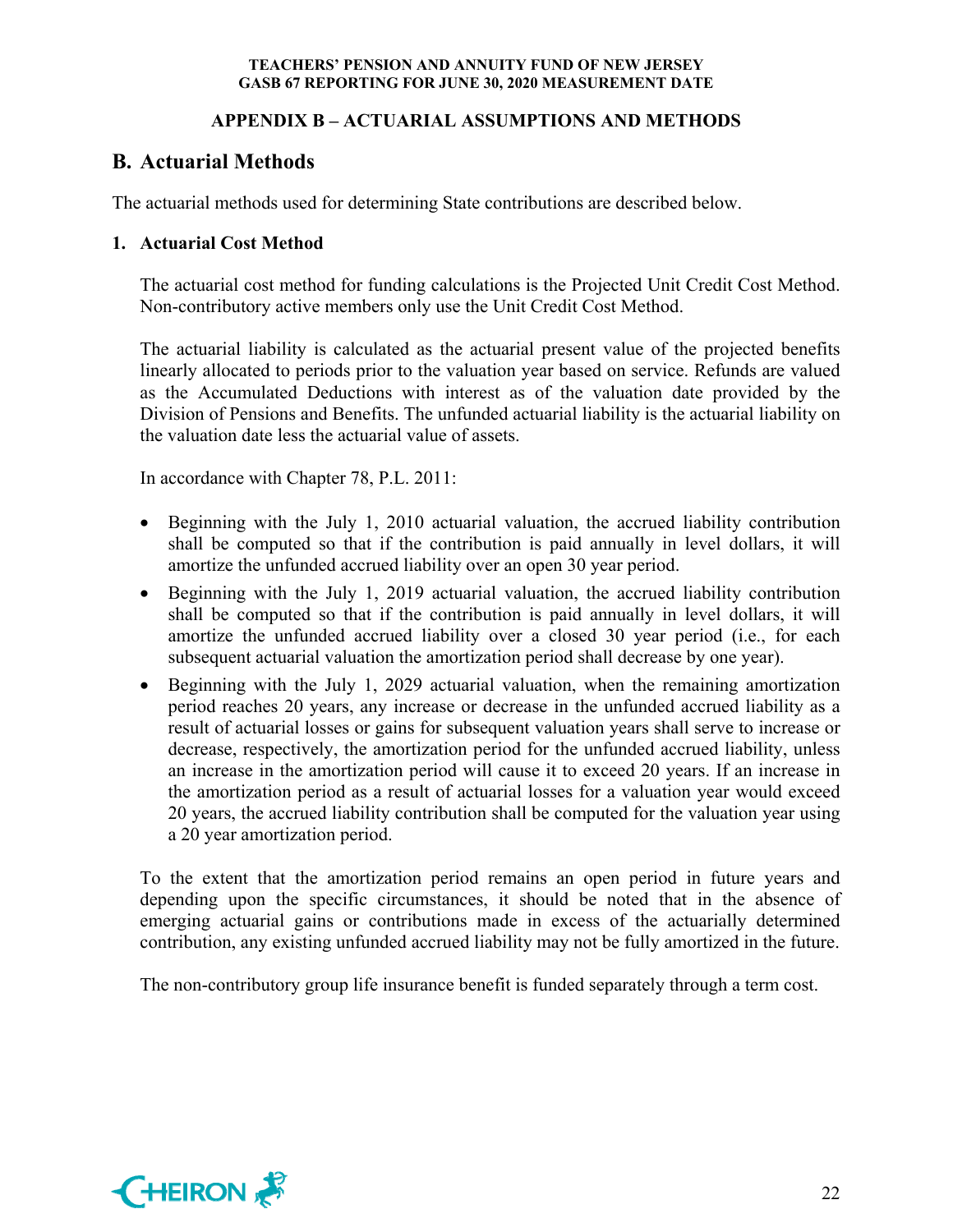## APPENDIX B – ACTUARIAL ASSUMPTIONS AND METHODS

# B. Actuarial Methods

The actuarial methods used for determining State contributions are described below.

### 1. Actuarial Cost Method

The actuarial cost method for funding calculations is the Projected Unit Credit Cost Method. Non-contributory active members only use the Unit Credit Cost Method.

The actuarial liability is calculated as the actuarial present value of the projected benefits linearly allocated to periods prior to the valuation year based on service. Refunds are valued as the Accumulated Deductions with interest as of the valuation date provided by the Division of Pensions and Benefits. The unfunded actuarial liability is the actuarial liability on the valuation date less the actuarial value of assets.

In accordance with Chapter 78, P.L. 2011:

- Beginning with the July 1, 2010 actuarial valuation, the accrued liability contribution shall be computed so that if the contribution is paid annually in level dollars, it will amortize the unfunded accrued liability over an open 30 year period.
- Beginning with the July 1, 2019 actuarial valuation, the accrued liability contribution shall be computed so that if the contribution is paid annually in level dollars, it will amortize the unfunded accrued liability over a closed 30 year period (i.e., for each subsequent actuarial valuation the amortization period shall decrease by one year).
- Beginning with the July 1, 2029 actuarial valuation, when the remaining amortization period reaches 20 years, any increase or decrease in the unfunded accrued liability as a result of actuarial losses or gains for subsequent valuation years shall serve to increase or decrease, respectively, the amortization period for the unfunded accrued liability, unless an increase in the amortization period will cause it to exceed 20 years. If an increase in the amortization period as a result of actuarial losses for a valuation year would exceed 20 years, the accrued liability contribution shall be computed for the valuation year using a 20 year amortization period.

To the extent that the amortization period remains an open period in future years and depending upon the specific circumstances, it should be noted that in the absence of emerging actuarial gains or contributions made in excess of the actuarially determined contribution, any existing unfunded accrued liability may not be fully amortized in the future.

The non-contributory group life insurance benefit is funded separately through a term cost.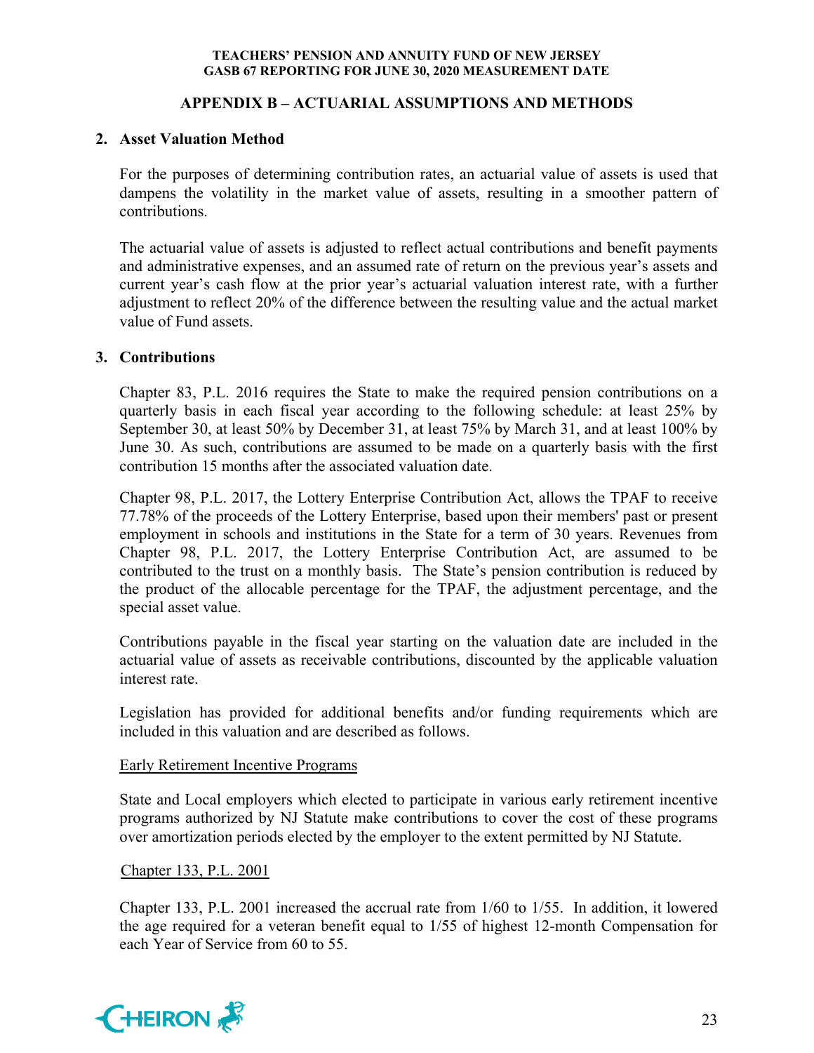## APPENDIX B – ACTUARIAL ASSUMPTIONS AND METHODS

### 2. Asset Valuation Method

For the purposes of determining contribution rates, an actuarial value of assets is used that dampens the volatility in the market value of assets, resulting in a smoother pattern of contributions.

The actuarial value of assets is adjusted to reflect actual contributions and benefit payments and administrative expenses, and an assumed rate of return on the previous year's assets and current year's cash flow at the prior year's actuarial valuation interest rate, with a further adjustment to reflect 20% of the difference between the resulting value and the actual market value of Fund assets.

### 3. Contributions

Chapter 83, P.L. 2016 requires the State to make the required pension contributions on a quarterly basis in each fiscal year according to the following schedule: at least 25% by September 30, at least 50% by December 31, at least 75% by March 31, and at least 100% by June 30. As such, contributions are assumed to be made on a quarterly basis with the first contribution 15 months after the associated valuation date.

Chapter 98, P.L. 2017, the Lottery Enterprise Contribution Act, allows the TPAF to receive 77.78% of the proceeds of the Lottery Enterprise, based upon their members' past or present employment in schools and institutions in the State for a term of 30 years. Revenues from Chapter 98, P.L. 2017, the Lottery Enterprise Contribution Act, are assumed to be contributed to the trust on a monthly basis. The State's pension contribution is reduced by the product of the allocable percentage for the TPAF, the adjustment percentage, and the special asset value.

Contributions payable in the fiscal year starting on the valuation date are included in the actuarial value of assets as receivable contributions, discounted by the applicable valuation interest rate.

Legislation has provided for additional benefits and/or funding requirements which are included in this valuation and are described as follows.

Early Retirement Incentive Programs

State and Local employers which elected to participate in various early retirement incentive programs authorized by NJ Statute make contributions to cover the cost of these programs over amortization periods elected by the employer to the extent permitted by NJ Statute.

Chapter 133, P.L. 2001

Chapter 133, P.L. 2001 increased the accrual rate from 1/60 to 1/55. In addition, it lowered the age required for a veteran benefit equal to 1/55 of highest 12-month Compensation for each Year of Service from 60 to 55.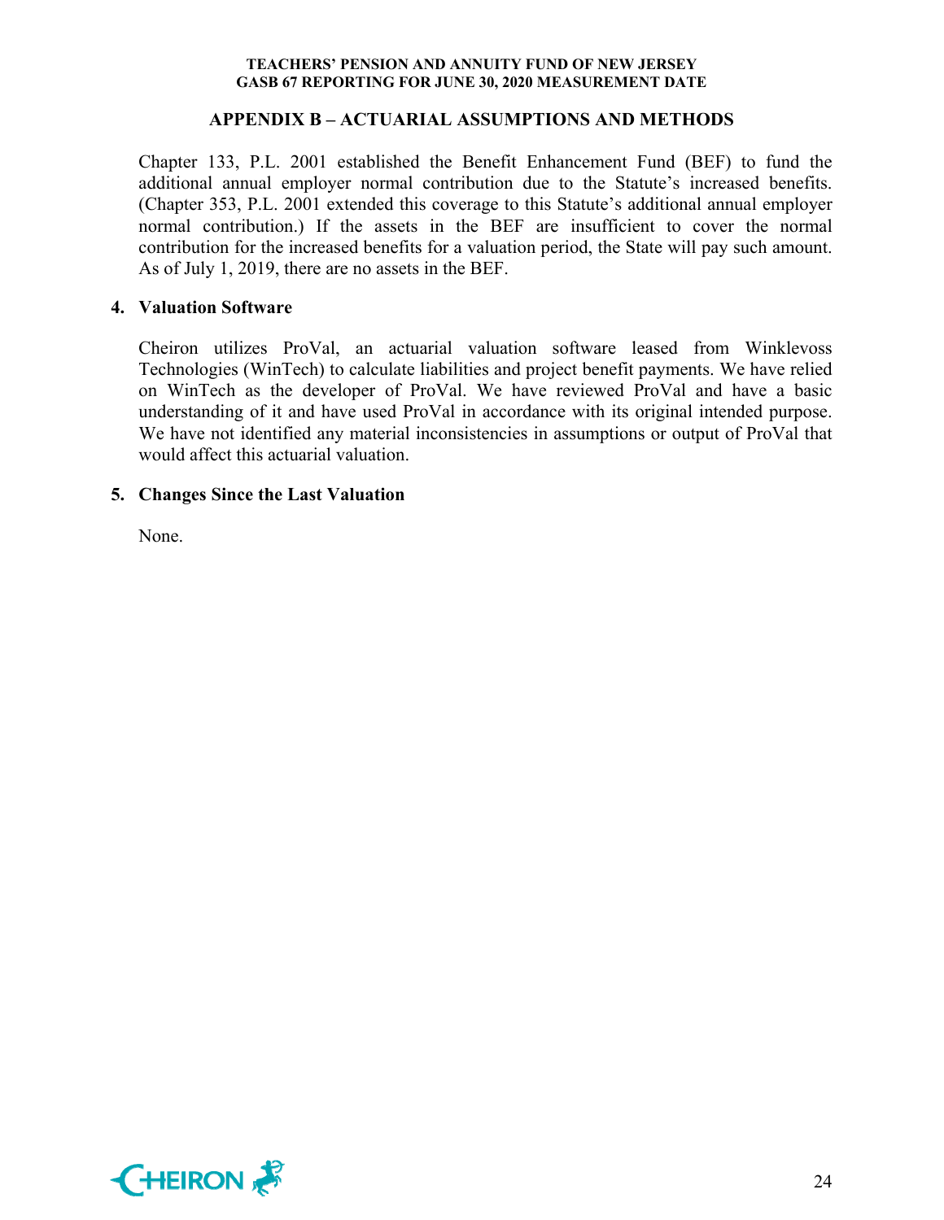## APPENDIX B – ACTUARIAL ASSUMPTIONS AND METHODS

Chapter 133, P.L. 2001 established the Benefit Enhancement Fund (BEF) to fund the additional annual employer normal contribution due to the Statute's increased benefits. (Chapter 353, P.L. 2001 extended this coverage to this Statute's additional annual employer normal contribution.) If the assets in the BEF are insufficient to cover the normal contribution for the increased benefits for a valuation period, the State will pay such amount. As of July 1, 2019, there are no assets in the BEF.

### 4. Valuation Software

Cheiron utilizes ProVal, an actuarial valuation software leased from Winklevoss Technologies (WinTech) to calculate liabilities and project benefit payments. We have relied on WinTech as the developer of ProVal. We have reviewed ProVal and have a basic understanding of it and have used ProVal in accordance with its original intended purpose. We have not identified any material inconsistencies in assumptions or output of ProVal that would affect this actuarial valuation.

### 5. Changes Since the Last Valuation

None.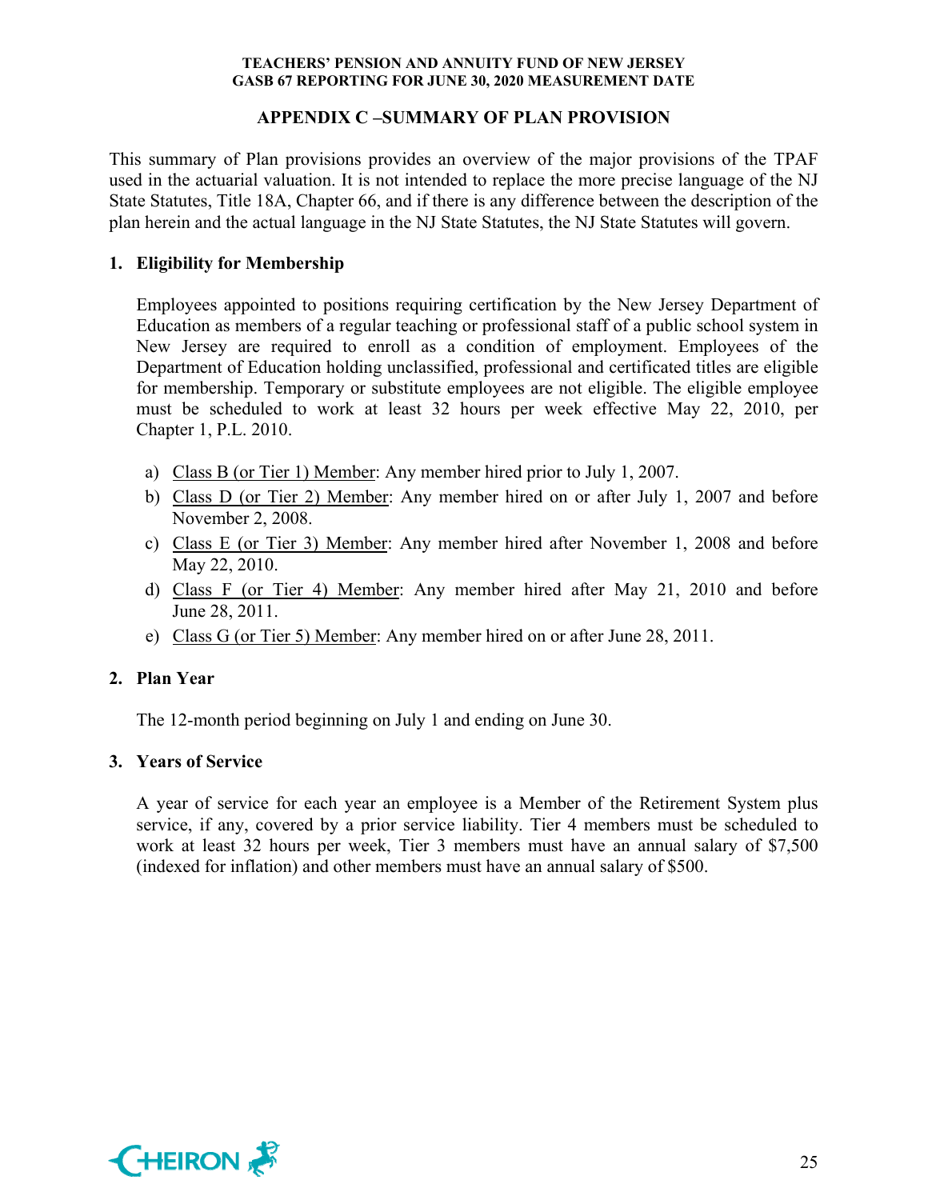## APPENDIX C –SUMMARY OF PLAN PROVISION

This summary of Plan provisions provides an overview of the major provisions of the TPAF used in the actuarial valuation. It is not intended to replace the more precise language of the NJ State Statutes, Title 18A, Chapter 66, and if there is any difference between the description of the plan herein and the actual language in the NJ State Statutes, the NJ State Statutes will govern.

### 1. Eligibility for Membership

Employees appointed to positions requiring certification by the New Jersey Department of Education as members of a regular teaching or professional staff of a public school system in New Jersey are required to enroll as a condition of employment. Employees of the Department of Education holding unclassified, professional and certificated titles are eligible for membership. Temporary or substitute employees are not eligible. The eligible employee must be scheduled to work at least 32 hours per week effective May 22, 2010, per Chapter 1, P.L. 2010.

a) Class B (or Tier 1) Member: Any member hired prior to July 1, 2007.
b) Class D (or Tier 2) Member: Any member hired on or after July 1, 2007 and before November 2, 2008.
c) Class E (or Tier 3) Member: Any member hired after November 1, 2008 and before May 22, 2010.
d) Class F (or Tier 4) Member: Any member hired after May 21, 2010 and before June 28, 2011.
e) Class G (or Tier 5) Member: Any member hired on or after June 28, 2011.

### 2. Plan Year

The 12-month period beginning on July 1 and ending on June 30.

### 3. Years of Service

A year of service for each year an employee is a Member of the Retirement System plus service, if any, covered by a prior service liability. Tier 4 members must be scheduled to work at least 32 hours per week, Tier 3 members must have an annual salary of $7,500 (indexed for inflation) and other members must have an annual salary of $500.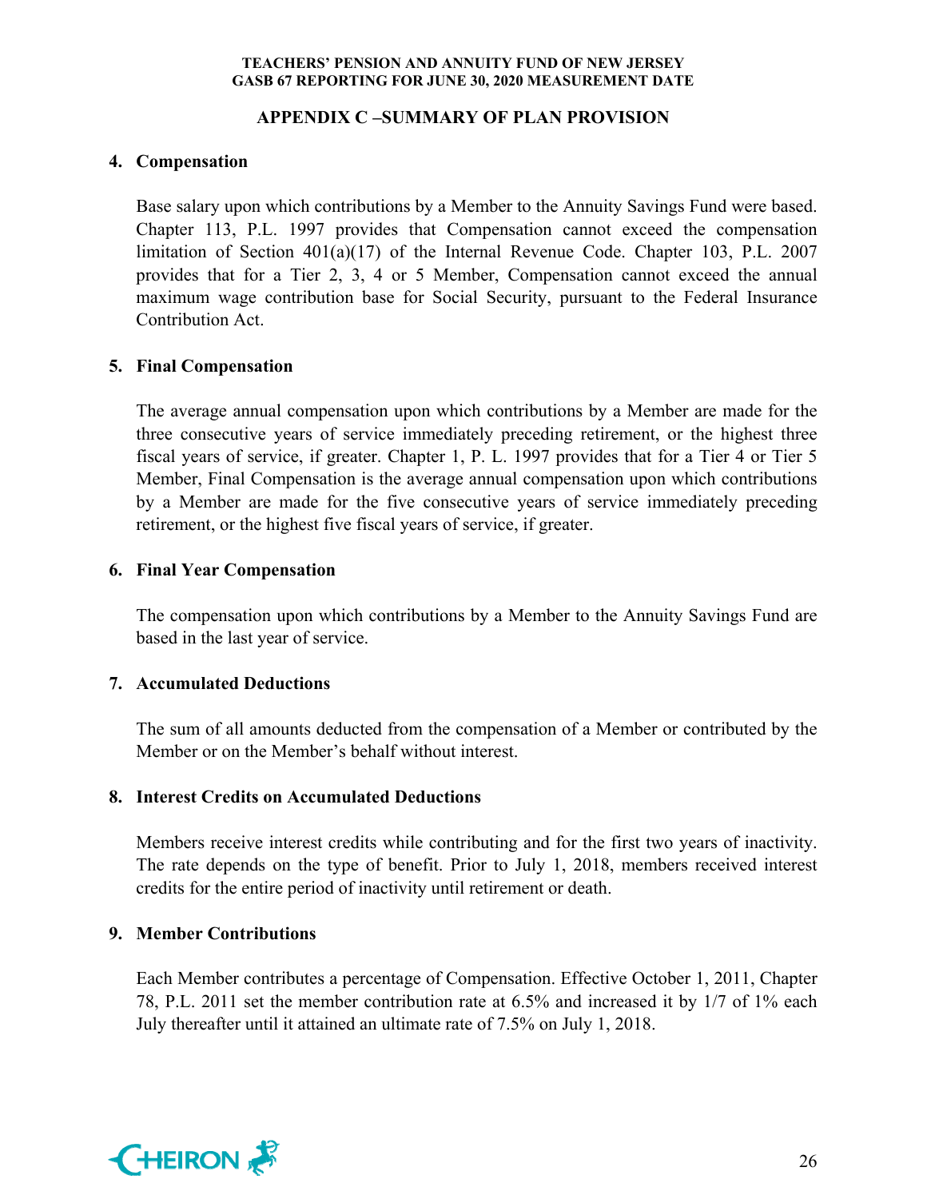## APPENDIX C –SUMMARY OF PLAN PROVISION

### 4. Compensation

Base salary upon which contributions by a Member to the Annuity Savings Fund were based. Chapter 113, P.L. 1997 provides that Compensation cannot exceed the compensation limitation of Section 401(a)(17) of the Internal Revenue Code. Chapter 103, P.L. 2007 provides that for a Tier 2, 3, 4 or 5 Member, Compensation cannot exceed the annual maximum wage contribution base for Social Security, pursuant to the Federal Insurance Contribution Act.

### 5. Final Compensation

The average annual compensation upon which contributions by a Member are made for the three consecutive years of service immediately preceding retirement, or the highest three fiscal years of service, if greater. Chapter 1, P. L. 1997 provides that for a Tier 4 or Tier 5 Member, Final Compensation is the average annual compensation upon which contributions by a Member are made for the five consecutive years of service immediately preceding retirement, or the highest five fiscal years of service, if greater.

### 6. Final Year Compensation

The compensation upon which contributions by a Member to the Annuity Savings Fund are based in the last year of service.

### 7. Accumulated Deductions

The sum of all amounts deducted from the compensation of a Member or contributed by the Member or on the Member's behalf without interest.

### 8. Interest Credits on Accumulated Deductions

Members receive interest credits while contributing and for the first two years of inactivity. The rate depends on the type of benefit. Prior to July 1, 2018, members received interest credits for the entire period of inactivity until retirement or death.

### 9. Member Contributions

Each Member contributes a percentage of Compensation. Effective October 1, 2011, Chapter 78, P.L. 2011 set the member contribution rate at 6.5% and increased it by 1/7 of 1% each July thereafter until it attained an ultimate rate of 7.5% on July 1, 2018.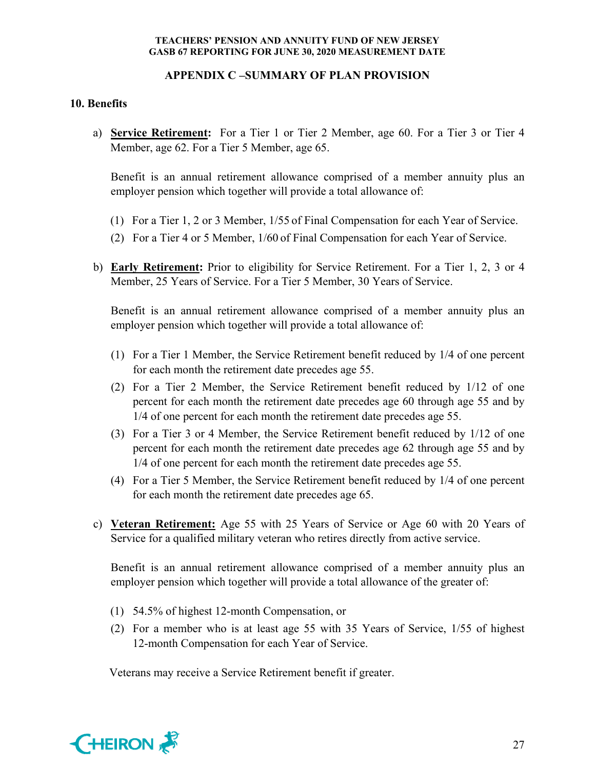## APPENDIX C –SUMMARY OF PLAN PROVISION

### 10. Benefits

a) **Service Retirement:** For a Tier 1 or Tier 2 Member, age 60. For a Tier 3 or Tier 4 Member, age 62. For a Tier 5 Member, age 65.

   Benefit is an annual retirement allowance comprised of a member annuity plus an employer pension which together will provide a total allowance of:

   (1) For a Tier 1, 2 or 3 Member, 1/55 of Final Compensation for each Year of Service.

   (2) For a Tier 4 or 5 Member, 1/60 of Final Compensation for each Year of Service.

b) **Early Retirement:** Prior to eligibility for Service Retirement. For a Tier 1, 2, 3 or 4 Member, 25 Years of Service. For a Tier 5 Member, 30 Years of Service.

   Benefit is an annual retirement allowance comprised of a member annuity plus an employer pension which together will provide a total allowance of:

   (1) For a Tier 1 Member, the Service Retirement benefit reduced by 1/4 of one percent for each month the retirement date precedes age 55.

   (2) For a Tier 2 Member, the Service Retirement benefit reduced by 1/12 of one percent for each month the retirement date precedes age 60 through age 55 and by 1/4 of one percent for each month the retirement date precedes age 55.

   (3) For a Tier 3 or 4 Member, the Service Retirement benefit reduced by 1/12 of one percent for each month the retirement date precedes age 62 through age 55 and by 1/4 of one percent for each month the retirement date precedes age 55.

   (4) For a Tier 5 Member, the Service Retirement benefit reduced by 1/4 of one percent for each month the retirement date precedes age 65.

c) **Veteran Retirement:** Age 55 with 25 Years of Service or Age 60 with 20 Years of Service for a qualified military veteran who retires directly from active service.

   Benefit is an annual retirement allowance comprised of a member annuity plus an employer pension which together will provide a total allowance of the greater of:

   (1) 54.5% of highest 12-month Compensation, or

   (2) For a member who is at least age 55 with 35 Years of Service, 1/55 of highest 12-month Compensation for each Year of Service.

   Veterans may receive a Service Retirement benefit if greater.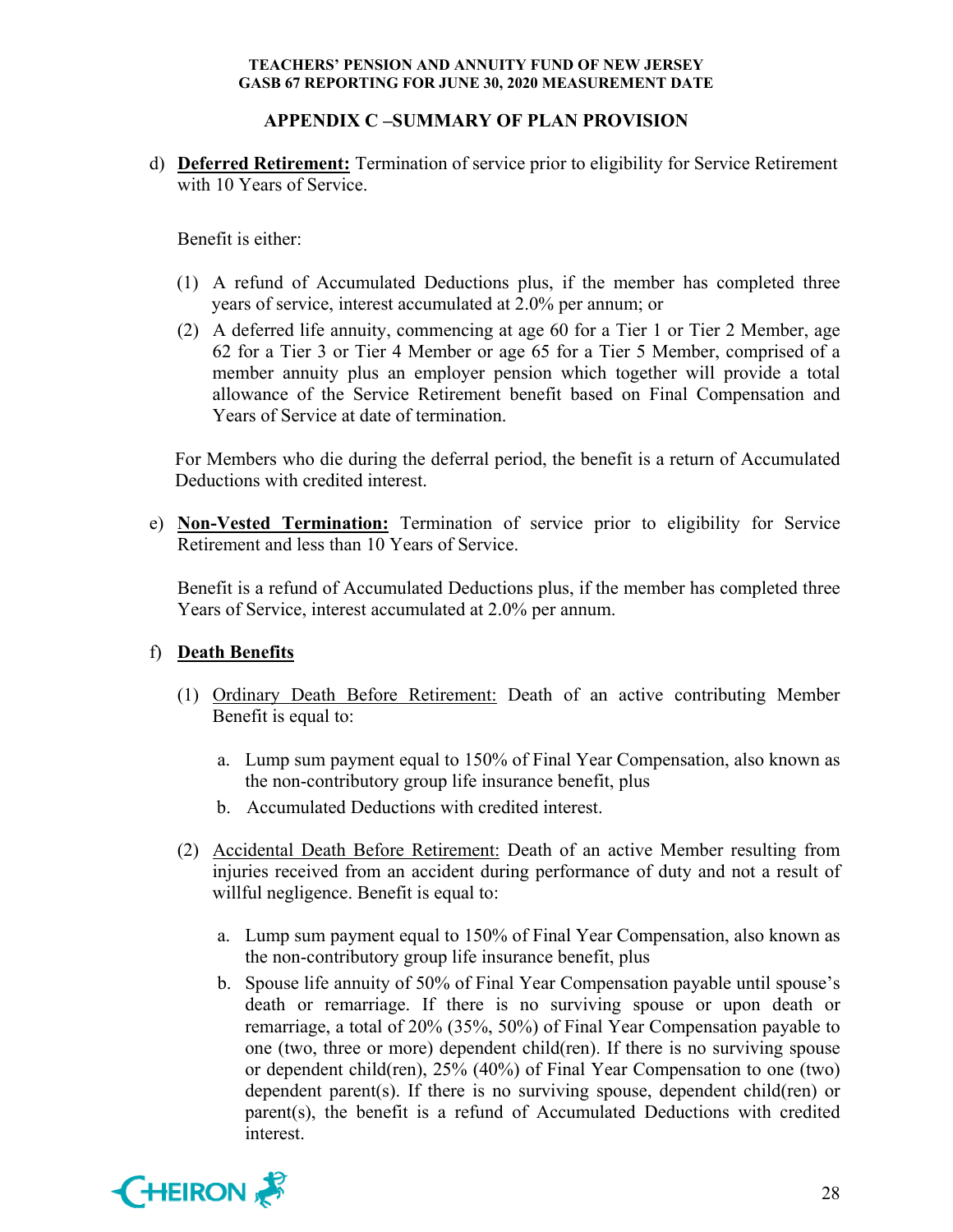## APPENDIX C –SUMMARY OF PLAN PROVISION

d) **Deferred Retirement:** Termination of service prior to eligibility for Service Retirement with 10 Years of Service.

   Benefit is either:

   (1) A refund of Accumulated Deductions plus, if the member has completed three years of service, interest accumulated at 2.0% per annum; or

   (2) A deferred life annuity, commencing at age 60 for a Tier 1 or Tier 2 Member, age 62 for a Tier 3 or Tier 4 Member or age 65 for a Tier 5 Member, comprised of a member annuity plus an employer pension which together will provide a total allowance of the Service Retirement benefit based on Final Compensation and Years of Service at date of termination.

   For Members who die during the deferral period, the benefit is a return of Accumulated Deductions with credited interest.

e) **Non-Vested Termination:** Termination of service prior to eligibility for Service Retirement and less than 10 Years of Service.

   Benefit is a refund of Accumulated Deductions plus, if the member has completed three Years of Service, interest accumulated at 2.0% per annum.

f) **Death Benefits**

   (1) Ordinary Death Before Retirement: Death of an active contributing Member Benefit is equal to:

      a. Lump sum payment equal to 150% of Final Year Compensation, also known as the non-contributory group life insurance benefit, plus

      b. Accumulated Deductions with credited interest.

   (2) Accidental Death Before Retirement: Death of an active Member resulting from injuries received from an accident during performance of duty and not a result of willful negligence. Benefit is equal to:

      a. Lump sum payment equal to 150% of Final Year Compensation, also known as the non-contributory group life insurance benefit, plus

      b. Spouse life annuity of 50% of Final Year Compensation payable until spouse's death or remarriage. If there is no surviving spouse or upon death or remarriage, a total of 20% (35%, 50%) of Final Year Compensation payable to one (two, three or more) dependent child(ren). If there is no surviving spouse or dependent child(ren), 25% (40%) of Final Year Compensation to one (two) dependent parent(s). If there is no surviving spouse, dependent child(ren) or parent(s), the benefit is a refund of Accumulated Deductions with credited interest.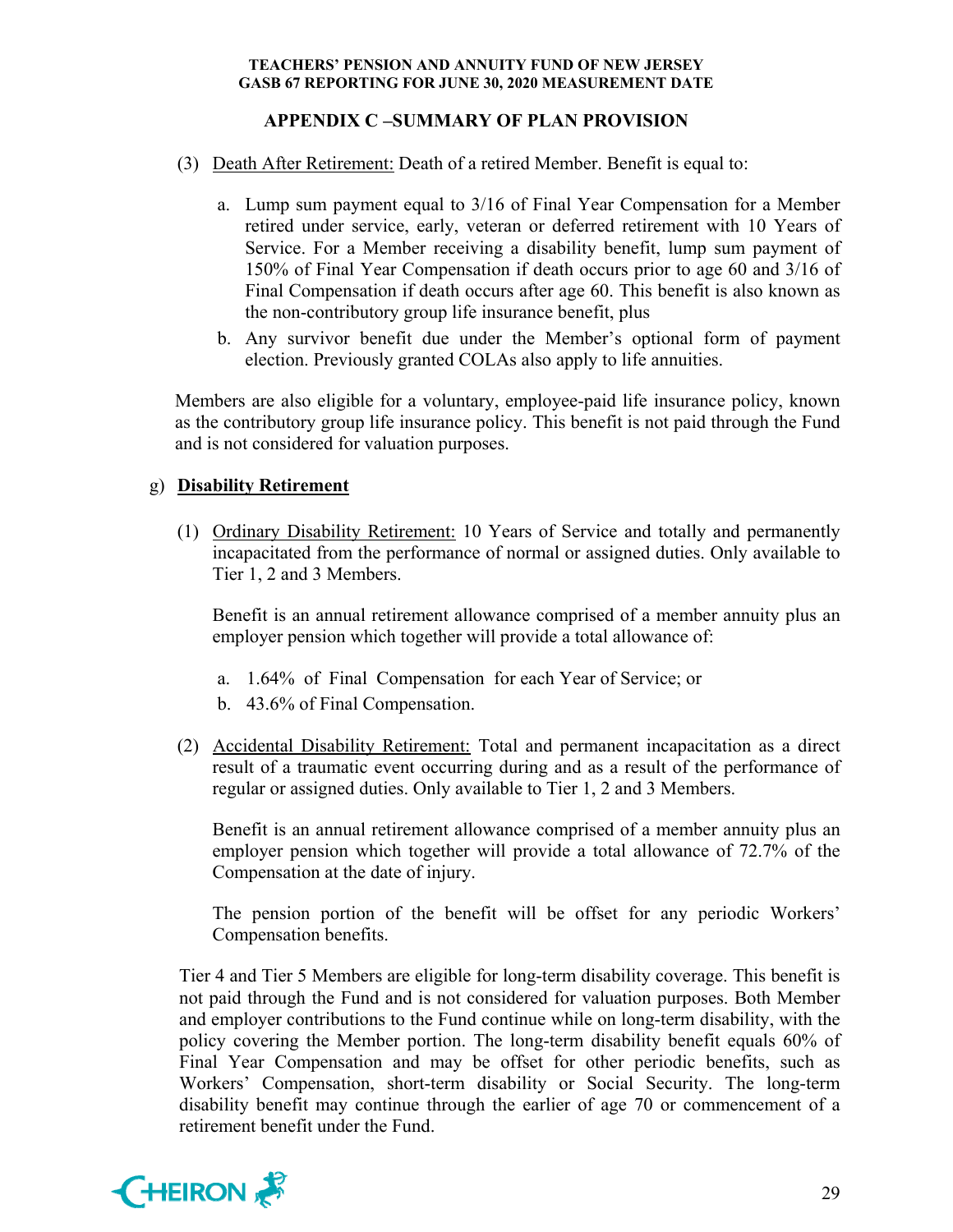## APPENDIX C –SUMMARY OF PLAN PROVISION

(3) Death After Retirement: Death of a retired Member. Benefit is equal to:

   a. Lump sum payment equal to 3/16 of Final Year Compensation for a Member retired under service, early, veteran or deferred retirement with 10 Years of Service. For a Member receiving a disability benefit, lump sum payment of 150% of Final Year Compensation if death occurs prior to age 60 and 3/16 of Final Compensation if death occurs after age 60. This benefit is also known as the non-contributory group life insurance benefit, plus

   b. Any survivor benefit due under the Member's optional form of payment election. Previously granted COLAs also apply to life annuities.

Members are also eligible for a voluntary, employee-paid life insurance policy, known as the contributory group life insurance policy. This benefit is not paid through the Fund and is not considered for valuation purposes.

g) **Disability Retirement**

(1) Ordinary Disability Retirement: 10 Years of Service and totally and permanently incapacitated from the performance of normal or assigned duties. Only available to Tier 1, 2 and 3 Members.

   Benefit is an annual retirement allowance comprised of a member annuity plus an employer pension which together will provide a total allowance of:

   a. 1.64% of Final Compensation for each Year of Service; or
   b. 43.6% of Final Compensation.

(2) Accidental Disability Retirement: Total and permanent incapacitation as a direct result of a traumatic event occurring during and as a result of the performance of regular or assigned duties. Only available to Tier 1, 2 and 3 Members.

   Benefit is an annual retirement allowance comprised of a member annuity plus an employer pension which together will provide a total allowance of 72.7% of the Compensation at the date of injury.

   The pension portion of the benefit will be offset for any periodic Workers' Compensation benefits.

Tier 4 and Tier 5 Members are eligible for long-term disability coverage. This benefit is not paid through the Fund and is not considered for valuation purposes. Both Member and employer contributions to the Fund continue while on long-term disability, with the policy covering the Member portion. The long-term disability benefit equals 60% of Final Year Compensation and may be offset for other periodic benefits, such as Workers' Compensation, short-term disability or Social Security. The long-term disability benefit may continue through the earlier of age 70 or commencement of a retirement benefit under the Fund.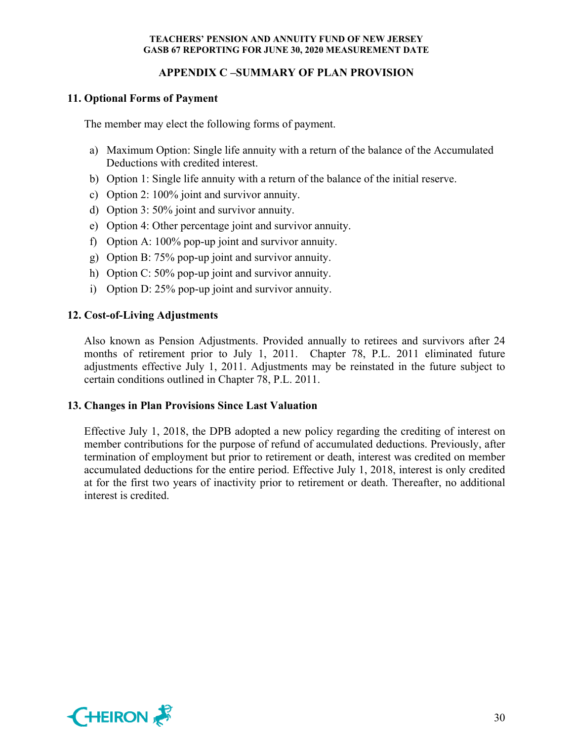## APPENDIX C –SUMMARY OF PLAN PROVISION

### 11. Optional Forms of Payment

The member may elect the following forms of payment.

a) Maximum Option: Single life annuity with a return of the balance of the Accumulated Deductions with credited interest.
b) Option 1: Single life annuity with a return of the balance of the initial reserve.
c) Option 2: 100% joint and survivor annuity.
d) Option 3: 50% joint and survivor annuity.
e) Option 4: Other percentage joint and survivor annuity.
f) Option A: 100% pop-up joint and survivor annuity.
g) Option B: 75% pop-up joint and survivor annuity.
h) Option C: 50% pop-up joint and survivor annuity.
i) Option D: 25% pop-up joint and survivor annuity.

### 12. Cost-of-Living Adjustments

Also known as Pension Adjustments. Provided annually to retirees and survivors after 24 months of retirement prior to July 1, 2011. Chapter 78, P.L. 2011 eliminated future adjustments effective July 1, 2011. Adjustments may be reinstated in the future subject to certain conditions outlined in Chapter 78, P.L. 2011.

### 13. Changes in Plan Provisions Since Last Valuation

Effective July 1, 2018, the DPB adopted a new policy regarding the crediting of interest on member contributions for the purpose of refund of accumulated deductions. Previously, after termination of employment but prior to retirement or death, interest was credited on member accumulated deductions for the entire period. Effective July 1, 2018, interest is only credited at for the first two years of inactivity prior to retirement or death. Thereafter, no additional interest is credited.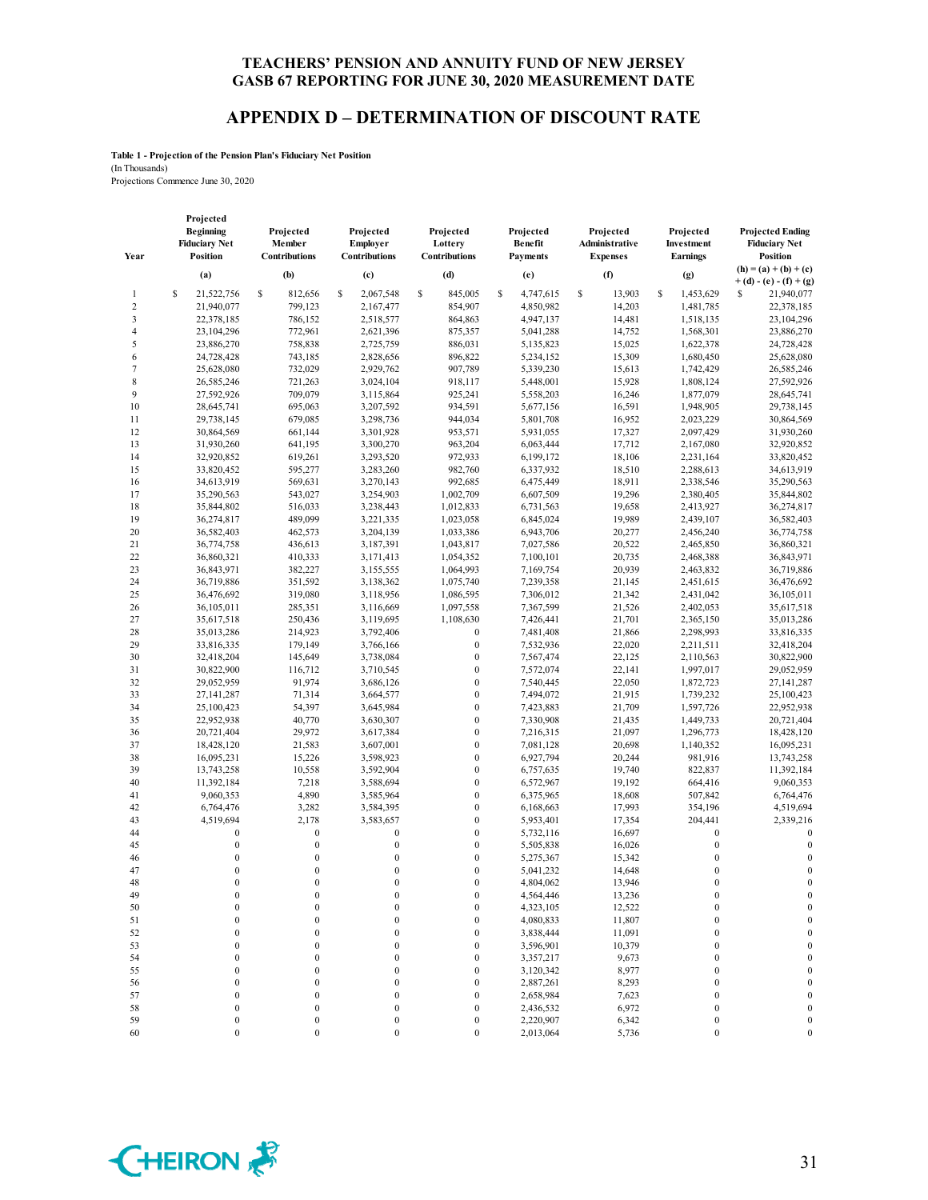## APPENDIX D – DETERMINATION OF DISCOUNT RATE

**Table 1 - Projection of the Pension Plan's Fiduciary Net Position**
(In Thousands)
Projections Commence June 30, 2020

| Year | Projected Beginning Fiduciary Net Position | Projected Member Contributions | Projected Employer Contributions | Projected Lottery Contributions | Projected Benefit Payments | Projected Administrative Expenses | Projected Investment Earnings | Projected Ending Fiduciary Net Position |
|---|---|---|---|---|---|---|---|---|
| | (a) | (b) | (c) | (d) | (e) | (f) | (g) | (h) = (a) + (b) + (c) + (d) - (e) - (f) + (g) |
| 1 | $ 21,522,756 | $ 812,656 | $ 2,067,548 | $ 845,005 | $ 4,747,615 | $ 13,903 | $ 1,453,629 | $ 21,940,077 |
| 2 | 21,940,077 | 799,123 | 2,167,477 | 854,907 | 4,850,982 | 14,203 | 1,481,785 | 22,378,185 |
| 3 | 22,378,185 | 786,152 | 2,518,577 | 864,863 | 4,947,137 | 14,481 | 1,518,135 | 23,104,296 |
| 4 | 23,104,296 | 772,961 | 2,621,396 | 875,357 | 5,041,288 | 14,752 | 1,568,301 | 23,886,270 |
| 5 | 23,886,270 | 758,838 | 2,725,759 | 886,031 | 5,135,823 | 15,025 | 1,622,378 | 24,728,428 |
| 6 | 24,728,428 | 743,185 | 2,828,656 | 896,822 | 5,234,152 | 15,309 | 1,680,450 | 25,628,080 |
| 7 | 25,628,080 | 732,029 | 2,929,762 | 907,789 | 5,339,230 | 15,613 | 1,742,429 | 26,585,246 |
| 8 | 26,585,246 | 721,263 | 3,024,104 | 918,117 | 5,448,001 | 15,928 | 1,808,124 | 27,592,926 |
| 9 | 27,592,926 | 709,079 | 3,115,864 | 925,241 | 5,558,203 | 16,246 | 1,877,079 | 28,645,741 |
| 10 | 28,645,741 | 695,063 | 3,207,592 | 934,591 | 5,677,156 | 16,591 | 1,948,905 | 29,738,145 |
| 11 | 29,738,145 | 679,085 | 3,298,736 | 944,034 | 5,801,708 | 16,952 | 2,023,229 | 30,864,569 |
| 12 | 30,864,569 | 661,144 | 3,301,928 | 953,571 | 5,931,055 | 17,327 | 2,097,429 | 31,930,260 |
| 13 | 31,930,260 | 641,195 | 3,300,270 | 963,204 | 6,063,444 | 17,712 | 2,167,080 | 32,920,852 |
| 14 | 32,920,852 | 619,261 | 3,293,520 | 972,933 | 6,199,172 | 18,106 | 2,231,164 | 33,820,452 |
| 15 | 33,820,452 | 595,277 | 3,283,260 | 982,760 | 6,337,932 | 18,510 | 2,288,613 | 34,613,919 |
| 16 | 34,613,919 | 569,631 | 3,270,143 | 992,685 | 6,475,449 | 18,911 | 2,338,546 | 35,290,563 |
| 17 | 35,290,563 | 543,027 | 3,254,903 | 1,002,709 | 6,607,509 | 19,296 | 2,380,405 | 35,844,802 |
| 18 | 35,844,802 | 516,033 | 3,238,443 | 1,012,833 | 6,731,563 | 19,658 | 2,413,927 | 36,274,817 |
| 19 | 36,274,817 | 489,099 | 3,221,335 | 1,023,058 | 6,845,024 | 19,989 | 2,439,107 | 36,582,403 |
| 20 | 36,582,403 | 462,573 | 3,204,139 | 1,033,386 | 6,943,706 | 20,277 | 2,456,240 | 36,774,758 |
| 21 | 36,774,758 | 436,613 | 3,187,391 | 1,043,817 | 7,027,586 | 20,522 | 2,465,850 | 36,860,321 |
| 22 | 36,860,321 | 410,333 | 3,171,413 | 1,054,352 | 7,100,101 | 20,735 | 2,468,388 | 36,843,971 |
| 23 | 36,843,971 | 382,227 | 3,155,555 | 1,064,993 | 7,169,754 | 20,939 | 2,463,832 | 36,719,886 |
| 24 | 36,719,886 | 351,592 | 3,138,362 | 1,075,740 | 7,239,358 | 21,145 | 2,451,615 | 36,476,692 |
| 25 | 36,476,692 | 319,080 | 3,118,956 | 1,086,595 | 7,306,012 | 21,342 | 2,431,042 | 36,105,011 |
| 26 | 36,105,011 | 285,351 | 3,116,669 | 1,097,558 | 7,367,599 | 21,526 | 2,402,053 | 35,617,518 |
| 27 | 35,617,518 | 250,436 | 3,119,695 | 1,108,630 | 7,426,441 | 21,701 | 2,365,150 | 35,013,286 |
| 28 | 35,013,286 | 214,923 | 3,792,406 | 0 | 7,481,408 | 21,866 | 2,298,993 | 33,816,335 |
| 29 | 33,816,335 | 179,149 | 3,766,166 | 0 | 7,532,936 | 22,020 | 2,211,511 | 32,418,204 |
| 30 | 32,418,204 | 145,649 | 3,738,084 | 0 | 7,567,474 | 22,125 | 2,110,563 | 30,822,900 |
| 31 | 30,822,900 | 116,712 | 3,710,545 | 0 | 7,572,074 | 22,141 | 1,997,017 | 29,052,959 |
| 32 | 29,052,959 | 91,974 | 3,686,126 | 0 | 7,540,445 | 22,050 | 1,872,723 | 27,141,287 |
| 33 | 27,141,287 | 71,314 | 3,664,577 | 0 | 7,494,072 | 21,915 | 1,739,232 | 25,100,423 |
| 34 | 25,100,423 | 54,397 | 3,645,984 | 0 | 7,423,883 | 21,709 | 1,597,726 | 22,952,938 |
| 35 | 22,952,938 | 40,770 | 3,630,307 | 0 | 7,330,908 | 21,435 | 1,449,733 | 20,721,404 |
| 36 | 20,721,404 | 29,972 | 3,617,384 | 0 | 7,216,315 | 21,097 | 1,296,773 | 18,428,120 |
| 37 | 18,428,120 | 21,583 | 3,607,001 | 0 | 7,081,128 | 20,698 | 1,140,352 | 16,095,231 |
| 38 | 16,095,231 | 15,226 | 3,598,923 | 0 | 6,927,794 | 20,244 | 981,916 | 13,743,258 |
| 39 | 13,743,258 | 10,558 | 3,592,904 | 0 | 6,757,635 | 19,740 | 822,837 | 11,392,184 |
| 40 | 11,392,184 | 7,218 | 3,588,694 | 0 | 6,572,967 | 19,192 | 664,416 | 9,060,353 |
| 41 | 9,060,353 | 4,890 | 3,585,964 | 0 | 6,375,965 | 18,608 | 507,842 | 6,764,476 |
| 42 | 6,764,476 | 3,282 | 3,584,395 | 0 | 6,168,663 | 17,993 | 354,196 | 4,519,694 |
| 43 | 4,519,694 | 2,178 | 3,583,657 | 0 | 5,953,401 | 17,354 | 204,441 | 2,339,216 |
| 44 | 0 | 0 | 0 | 0 | 5,732,116 | 16,697 | 0 | 0 |
| 45 | 0 | 0 | 0 | 0 | 5,505,838 | 16,026 | 0 | 0 |
| 46 | 0 | 0 | 0 | 0 | 5,275,367 | 15,342 | 0 | 0 |
| 47 | 0 | 0 | 0 | 0 | 5,041,232 | 14,648 | 0 | 0 |
| 48 | 0 | 0 | 0 | 0 | 4,804,062 | 13,946 | 0 | 0 |
| 49 | 0 | 0 | 0 | 0 | 4,564,446 | 13,236 | 0 | 0 |
| 50 | 0 | 0 | 0 | 0 | 4,323,105 | 12,522 | 0 | 0 |
| 51 | 0 | 0 | 0 | 0 | 4,080,833 | 11,807 | 0 | 0 |
| 52 | 0 | 0 | 0 | 0 | 3,838,444 | 11,091 | 0 | 0 |
| 53 | 0 | 0 | 0 | 0 | 3,596,901 | 10,379 | 0 | 0 |
| 54 | 0 | 0 | 0 | 0 | 3,357,217 | 9,673 | 0 | 0 |
| 55 | 0 | 0 | 0 | 0 | 3,120,342 | 8,977 | 0 | 0 |
| 56 | 0 | 0 | 0 | 0 | 2,887,261 | 8,293 | 0 | 0 |
| 57 | 0 | 0 | 0 | 0 | 2,658,984 | 7,623 | 0 | 0 |
| 58 | 0 | 0 | 0 | 0 | 2,436,532 | 6,972 | 0 | 0 |
| 59 | 0 | 0 | 0 | 0 | 2,220,907 | 6,342 | 0 | 0 |
| 60 | 0 | 0 | 0 | 0 | 2,013,064 | 5,736 | 0 | 0 |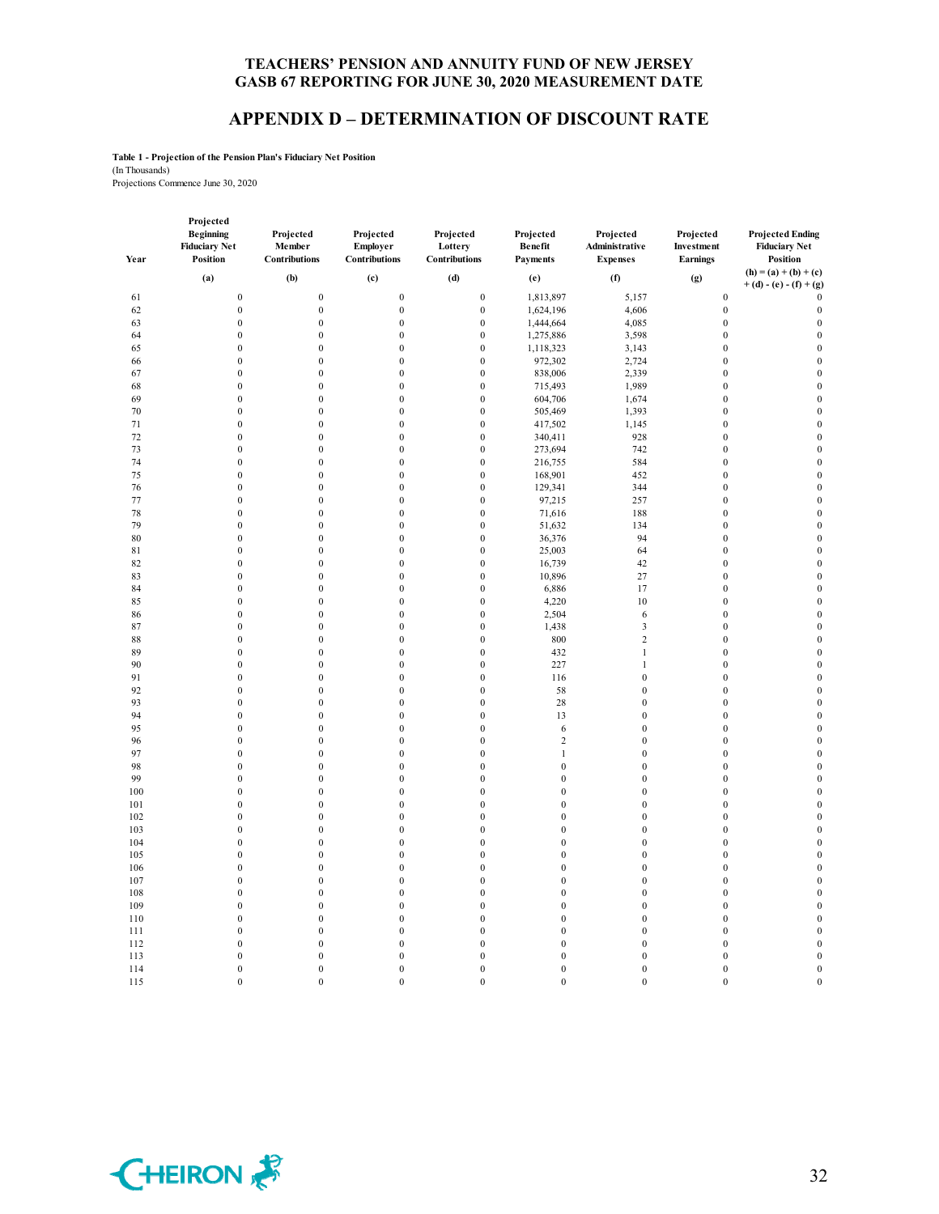**TEACHERS' PENSION AND ANNUITY FUND OF NEW JERSEY**
**GASB 67 REPORTING FOR JUNE 30, 2020 MEASUREMENT DATE**

# APPENDIX D – DETERMINATION OF DISCOUNT RATE

**Table 1 - Projection of the Pension Plan's Fiduciary Net Position**
(In Thousands)
Projections Commence June 30, 2020

| Year | Projected Beginning Fiduciary Net Position | Projected Member Contributions | Projected Employer Contributions | Projected Lottery Contributions | Projected Benefit Payments | Projected Administrative Expenses | Projected Investment Earnings | Projected Ending Fiduciary Net Position |
|---|---|---|---|---|---|---|---|---|
| | (a) | (b) | (c) | (d) | (e) | (f) | (g) | (h) = (a) + (b) + (c) + (d) - (e) - (f) + (g) |
| 61 | 0 | 0 | 0 | 0 | 1,813,897 | 5,157 | 0 | 0 |
| 62 | 0 | 0 | 0 | 0 | 1,624,196 | 4,606 | 0 | 0 |
| 63 | 0 | 0 | 0 | 0 | 1,444,664 | 4,085 | 0 | 0 |
| 64 | 0 | 0 | 0 | 0 | 1,275,886 | 3,598 | 0 | 0 |
| 65 | 0 | 0 | 0 | 0 | 1,118,323 | 3,143 | 0 | 0 |
| 66 | 0 | 0 | 0 | 0 | 972,302 | 2,724 | 0 | 0 |
| 67 | 0 | 0 | 0 | 0 | 838,006 | 2,339 | 0 | 0 |
| 68 | 0 | 0 | 0 | 0 | 715,493 | 1,989 | 0 | 0 |
| 69 | 0 | 0 | 0 | 0 | 604,706 | 1,674 | 0 | 0 |
| 70 | 0 | 0 | 0 | 0 | 505,469 | 1,393 | 0 | 0 |
| 71 | 0 | 0 | 0 | 0 | 417,502 | 1,145 | 0 | 0 |
| 72 | 0 | 0 | 0 | 0 | 340,411 | 928 | 0 | 0 |
| 73 | 0 | 0 | 0 | 0 | 273,694 | 742 | 0 | 0 |
| 74 | 0 | 0 | 0 | 0 | 216,755 | 584 | 0 | 0 |
| 75 | 0 | 0 | 0 | 0 | 168,901 | 452 | 0 | 0 |
| 76 | 0 | 0 | 0 | 0 | 129,341 | 344 | 0 | 0 |
| 77 | 0 | 0 | 0 | 0 | 97,215 | 257 | 0 | 0 |
| 78 | 0 | 0 | 0 | 0 | 71,616 | 188 | 0 | 0 |
| 79 | 0 | 0 | 0 | 0 | 51,632 | 134 | 0 | 0 |
| 80 | 0 | 0 | 0 | 0 | 36,376 | 94 | 0 | 0 |
| 81 | 0 | 0 | 0 | 0 | 25,003 | 64 | 0 | 0 |
| 82 | 0 | 0 | 0 | 0 | 16,739 | 42 | 0 | 0 |
| 83 | 0 | 0 | 0 | 0 | 10,896 | 27 | 0 | 0 |
| 84 | 0 | 0 | 0 | 0 | 6,886 | 17 | 0 | 0 |
| 85 | 0 | 0 | 0 | 0 | 4,220 | 10 | 0 | 0 |
| 86 | 0 | 0 | 0 | 0 | 2,504 | 6 | 0 | 0 |
| 87 | 0 | 0 | 0 | 0 | 1,438 | 3 | 0 | 0 |
| 88 | 0 | 0 | 0 | 0 | 800 | 2 | 0 | 0 |
| 89 | 0 | 0 | 0 | 0 | 432 | 1 | 0 | 0 |
| 90 | 0 | 0 | 0 | 0 | 227 | 1 | 0 | 0 |
| 91 | 0 | 0 | 0 | 0 | 116 | 0 | 0 | 0 |
| 92 | 0 | 0 | 0 | 0 | 58 | 0 | 0 | 0 |
| 93 | 0 | 0 | 0 | 0 | 28 | 0 | 0 | 0 |
| 94 | 0 | 0 | 0 | 0 | 13 | 0 | 0 | 0 |
| 95 | 0 | 0 | 0 | 0 | 6 | 0 | 0 | 0 |
| 96 | 0 | 0 | 0 | 0 | 2 | 0 | 0 | 0 |
| 97 | 0 | 0 | 0 | 0 | 1 | 0 | 0 | 0 |
| 98 | 0 | 0 | 0 | 0 | 0 | 0 | 0 | 0 |
| 99 | 0 | 0 | 0 | 0 | 0 | 0 | 0 | 0 |
| 100 | 0 | 0 | 0 | 0 | 0 | 0 | 0 | 0 |
| 101 | 0 | 0 | 0 | 0 | 0 | 0 | 0 | 0 |
| 102 | 0 | 0 | 0 | 0 | 0 | 0 | 0 | 0 |
| 103 | 0 | 0 | 0 | 0 | 0 | 0 | 0 | 0 |
| 104 | 0 | 0 | 0 | 0 | 0 | 0 | 0 | 0 |
| 105 | 0 | 0 | 0 | 0 | 0 | 0 | 0 | 0 |
| 106 | 0 | 0 | 0 | 0 | 0 | 0 | 0 | 0 |
| 107 | 0 | 0 | 0 | 0 | 0 | 0 | 0 | 0 |
| 108 | 0 | 0 | 0 | 0 | 0 | 0 | 0 | 0 |
| 109 | 0 | 0 | 0 | 0 | 0 | 0 | 0 | 0 |
| 110 | 0 | 0 | 0 | 0 | 0 | 0 | 0 | 0 |
| 111 | 0 | 0 | 0 | 0 | 0 | 0 | 0 | 0 |
| 112 | 0 | 0 | 0 | 0 | 0 | 0 | 0 | 0 |
| 113 | 0 | 0 | 0 | 0 | 0 | 0 | 0 | 0 |
| 114 | 0 | 0 | 0 | 0 | 0 | 0 | 0 | 0 |
| 115 | 0 | 0 | 0 | 0 | 0 | 0 | 0 | 0 |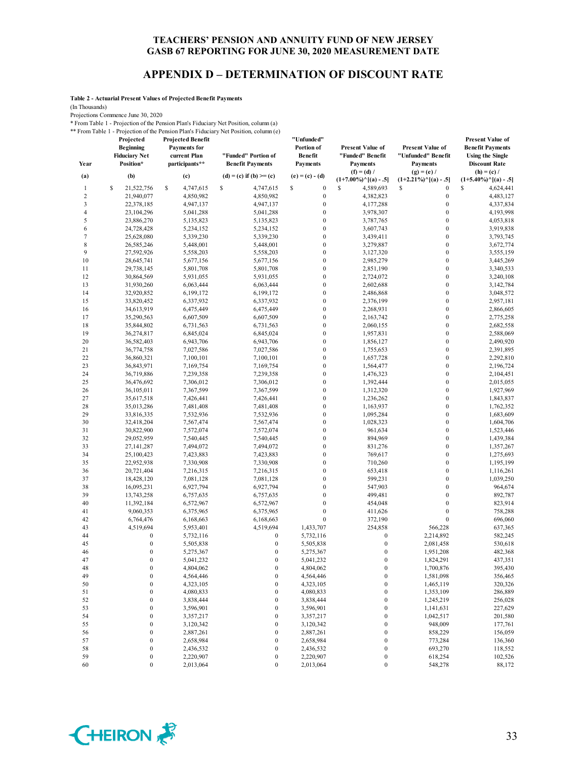# TEACHERS' PENSION AND ANNUITY FUND OF NEW JERSEY
# GASB 67 REPORTING FOR JUNE 30, 2020 MEASUREMENT DATE

## APPENDIX D – DETERMINATION OF DISCOUNT RATE

**Table 2 - Actuarial Present Values of Projected Benefit Payments**

(In Thousands)

Projections Commence June 30, 2020

\* From Table 1 - Projection of the Pension Plan's Fiduciary Net Position, column (a)

\*\* From Table 1 - Projection of the Pension Plan's Fiduciary Net Position, column (e)

| Year | Projected Beginning Fiduciary Net Position* | Projected Benefit Payments for current Plan participants** | "Funded" Portion of Benefit Payments | "Unfunded" Portion of Benefit Payments | Present Value of "Funded" Benefit Payments | Present Value of "Unfunded" Benefit Payments | Present Value of Benefit Payments Using the Single Discount Rate |
|---|---|---|---|---|---|---|---|
| (a) | (b) | (c) | (d) = (c) if (b) >= (c) | (e) = (c) - (d) | (f) = (d) / (1+7.00%)^[(a) - .5] | (g) = (e) / (1+2.21%)^[(a) - .5] | (h) = (c) / (1+5.40%)^[(a) - .5] |
| 1 | $ 21,522,756 | $ 4,747,615 | $ 4,747,615 | $ 0 | $ 4,589,693 | $ 0 | $ 4,624,441 |
| 2 | 21,940,077 | 4,850,982 | 4,850,982 | 0 | 4,382,823 | 0 | 4,483,127 |
| 3 | 22,378,185 | 4,947,137 | 4,947,137 | 0 | 4,177,288 | 0 | 4,337,834 |
| 4 | 23,104,296 | 5,041,288 | 5,041,288 | 0 | 3,978,307 | 0 | 4,193,998 |
| 5 | 23,886,270 | 5,135,823 | 5,135,823 | 0 | 3,787,765 | 0 | 4,053,818 |
| 6 | 24,728,428 | 5,234,152 | 5,234,152 | 0 | 3,607,743 | 0 | 3,919,838 |
| 7 | 25,628,080 | 5,339,230 | 5,339,230 | 0 | 3,439,411 | 0 | 3,793,745 |
| 8 | 26,585,246 | 5,448,001 | 5,448,001 | 0 | 3,279,887 | 0 | 3,672,774 |
| 9 | 27,592,926 | 5,558,203 | 5,558,203 | 0 | 3,127,320 | 0 | 3,555,159 |
| 10 | 28,645,741 | 5,677,156 | 5,677,156 | 0 | 2,985,279 | 0 | 3,445,269 |
| 11 | 29,738,145 | 5,801,708 | 5,801,708 | 0 | 2,851,190 | 0 | 3,340,533 |
| 12 | 30,864,569 | 5,931,055 | 5,931,055 | 0 | 2,724,072 | 0 | 3,240,108 |
| 13 | 31,930,260 | 6,063,444 | 6,063,444 | 0 | 2,602,688 | 0 | 3,142,784 |
| 14 | 32,920,852 | 6,199,172 | 6,199,172 | 0 | 2,486,868 | 0 | 3,048,572 |
| 15 | 33,820,452 | 6,337,932 | 6,337,932 | 0 | 2,376,199 | 0 | 2,957,181 |
| 16 | 34,613,919 | 6,475,449 | 6,475,449 | 0 | 2,268,931 | 0 | 2,866,605 |
| 17 | 35,290,563 | 6,607,509 | 6,607,509 | 0 | 2,163,742 | 0 | 2,775,258 |
| 18 | 35,844,802 | 6,731,563 | 6,731,563 | 0 | 2,060,155 | 0 | 2,682,558 |
| 19 | 36,274,817 | 6,845,024 | 6,845,024 | 0 | 1,957,831 | 0 | 2,588,069 |
| 20 | 36,582,403 | 6,943,706 | 6,943,706 | 0 | 1,856,127 | 0 | 2,490,920 |
| 21 | 36,774,758 | 7,027,586 | 7,027,586 | 0 | 1,755,653 | 0 | 2,391,895 |
| 22 | 36,860,321 | 7,100,101 | 7,100,101 | 0 | 1,657,728 | 0 | 2,292,810 |
| 23 | 36,843,971 | 7,169,754 | 7,169,754 | 0 | 1,564,477 | 0 | 2,196,724 |
| 24 | 36,719,886 | 7,239,358 | 7,239,358 | 0 | 1,476,323 | 0 | 2,104,451 |
| 25 | 36,476,692 | 7,306,012 | 7,306,012 | 0 | 1,392,444 | 0 | 2,015,055 |
| 26 | 36,105,011 | 7,367,599 | 7,367,599 | 0 | 1,312,320 | 0 | 1,927,969 |
| 27 | 35,617,518 | 7,426,441 | 7,426,441 | 0 | 1,236,262 | 0 | 1,843,837 |
| 28 | 35,013,286 | 7,481,408 | 7,481,408 | 0 | 1,163,937 | 0 | 1,762,352 |
| 29 | 33,816,335 | 7,532,936 | 7,532,936 | 0 | 1,095,284 | 0 | 1,683,609 |
| 30 | 32,418,204 | 7,567,474 | 7,567,474 | 0 | 1,028,323 | 0 | 1,604,706 |
| 31 | 30,822,900 | 7,572,074 | 7,572,074 | 0 | 961,634 | 0 | 1,523,446 |
| 32 | 29,052,959 | 7,540,445 | 7,540,445 | 0 | 894,969 | 0 | 1,439,384 |
| 33 | 27,141,287 | 7,494,072 | 7,494,072 | 0 | 831,276 | 0 | 1,357,267 |
| 34 | 25,100,423 | 7,423,883 | 7,423,883 | 0 | 769,617 | 0 | 1,275,693 |
| 35 | 22,952,938 | 7,330,908 | 7,330,908 | 0 | 710,260 | 0 | 1,195,199 |
| 36 | 20,721,404 | 7,216,315 | 7,216,315 | 0 | 653,418 | 0 | 1,116,261 |
| 37 | 18,428,120 | 7,081,128 | 7,081,128 | 0 | 599,231 | 0 | 1,039,250 |
| 38 | 16,095,231 | 6,927,794 | 6,927,794 | 0 | 547,903 | 0 | 964,674 |
| 39 | 13,743,258 | 6,757,635 | 6,757,635 | 0 | 499,481 | 0 | 892,787 |
| 40 | 11,392,184 | 6,572,967 | 6,572,967 | 0 | 454,048 | 0 | 823,914 |
| 41 | 9,060,353 | 6,375,965 | 6,375,965 | 0 | 411,626 | 0 | 758,288 |
| 42 | 6,764,476 | 6,168,663 | 6,168,663 | 0 | 372,190 | 0 | 696,060 |
| 43 | 4,519,694 | 5,953,401 | 4,519,694 | 1,433,707 | 254,858 | 566,228 | 637,365 |
| 44 | 0 | 5,732,116 | 0 | 5,732,116 | 0 | 2,214,892 | 582,245 |
| 45 | 0 | 5,505,838 | 0 | 5,505,838 | 0 | 2,081,458 | 530,618 |
| 46 | 0 | 5,275,367 | 0 | 5,275,367 | 0 | 1,951,208 | 482,368 |
| 47 | 0 | 5,041,232 | 0 | 5,041,232 | 0 | 1,824,291 | 437,351 |
| 48 | 0 | 4,804,062 | 0 | 4,804,062 | 0 | 1,700,876 | 395,430 |
| 49 | 0 | 4,564,446 | 0 | 4,564,446 | 0 | 1,581,098 | 356,465 |
| 50 | 0 | 4,323,105 | 0 | 4,323,105 | 0 | 1,465,119 | 320,326 |
| 51 | 0 | 4,080,833 | 0 | 4,080,833 | 0 | 1,353,109 | 286,889 |
| 52 | 0 | 3,838,444 | 0 | 3,838,444 | 0 | 1,245,219 | 256,028 |
| 53 | 0 | 3,596,901 | 0 | 3,596,901 | 0 | 1,141,631 | 227,629 |
| 54 | 0 | 3,357,217 | 0 | 3,357,217 | 0 | 1,042,517 | 201,580 |
| 55 | 0 | 3,120,342 | 0 | 3,120,342 | 0 | 948,009 | 177,761 |
| 56 | 0 | 2,887,261 | 0 | 2,887,261 | 0 | 858,229 | 156,059 |
| 57 | 0 | 2,658,984 | 0 | 2,658,984 | 0 | 773,284 | 136,360 |
| 58 | 0 | 2,436,532 | 0 | 2,436,532 | 0 | 693,270 | 118,552 |
| 59 | 0 | 2,220,907 | 0 | 2,220,907 | 0 | 618,254 | 102,526 |
| 60 | 0 | 2,013,064 | 0 | 2,013,064 | 0 | 548,278 | 88,172 |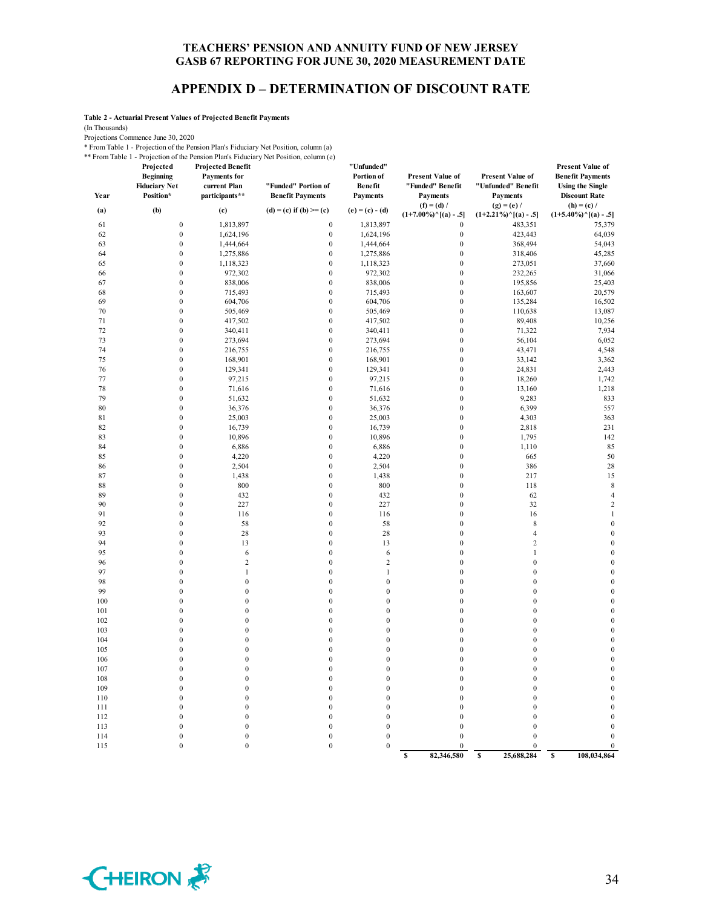# TEACHERS' PENSION AND ANNUITY FUND OF NEW JERSEY
# GASB 67 REPORTING FOR JUNE 30, 2020 MEASUREMENT DATE

## APPENDIX D – DETERMINATION OF DISCOUNT RATE

**Table 2 - Actuarial Present Values of Projected Benefit Payments**

(In Thousands)

Projections Commence June 30, 2020

\* From Table 1 - Projection of the Pension Plan's Fiduciary Net Position, column (a)

\*\* From Table 1 - Projection of the Pension Plan's Fiduciary Net Position, column (e)

| Year | Projected Beginning Fiduciary Net Position* | Projected Benefit Payments for current Plan participants** | "Funded" Portion of Benefit Payments | "Unfunded" Portion of Benefit Payments | Present Value of "Funded" Benefit Payments | Present Value of "Unfunded" Benefit Payments | Present Value of Benefit Payments Using the Single Discount Rate |
|---|---|---|---|---|---|---|---|
| (a) | (b) | (c) | (d) = (c) if (b) >= (c) | (e) = (c) - (d) | (f) = (d) / (1+7.00%)^[(a) - .5] | (g) = (e) / (1+2.21%)^[(a) - .5] | (h) = (c) / (1+5.40%)^[(a) - .5] |
| 61 | 0 | 1,813,897 | 0 | 1,813,897 | 0 | 483,351 | 75,379 |
| 62 | 0 | 1,624,196 | 0 | 1,624,196 | 0 | 423,443 | 64,039 |
| 63 | 0 | 1,444,664 | 0 | 1,444,664 | 0 | 368,494 | 54,043 |
| 64 | 0 | 1,275,886 | 0 | 1,275,886 | 0 | 318,406 | 45,285 |
| 65 | 0 | 1,118,323 | 0 | 1,118,323 | 0 | 273,051 | 37,660 |
| 66 | 0 | 972,302 | 0 | 972,302 | 0 | 232,265 | 31,066 |
| 67 | 0 | 838,006 | 0 | 838,006 | 0 | 195,856 | 25,403 |
| 68 | 0 | 715,493 | 0 | 715,493 | 0 | 163,607 | 20,579 |
| 69 | 0 | 604,706 | 0 | 604,706 | 0 | 135,284 | 16,502 |
| 70 | 0 | 505,469 | 0 | 505,469 | 0 | 110,638 | 13,087 |
| 71 | 0 | 417,502 | 0 | 417,502 | 0 | 89,408 | 10,256 |
| 72 | 0 | 340,411 | 0 | 340,411 | 0 | 71,322 | 7,934 |
| 73 | 0 | 273,694 | 0 | 273,694 | 0 | 56,104 | 6,052 |
| 74 | 0 | 216,755 | 0 | 216,755 | 0 | 43,471 | 4,548 |
| 75 | 0 | 168,901 | 0 | 168,901 | 0 | 33,142 | 3,362 |
| 76 | 0 | 129,341 | 0 | 129,341 | 0 | 24,831 | 2,443 |
| 77 | 0 | 97,215 | 0 | 97,215 | 0 | 18,260 | 1,742 |
| 78 | 0 | 71,616 | 0 | 71,616 | 0 | 13,160 | 1,218 |
| 79 | 0 | 51,632 | 0 | 51,632 | 0 | 9,283 | 833 |
| 80 | 0 | 36,376 | 0 | 36,376 | 0 | 6,399 | 557 |
| 81 | 0 | 25,003 | 0 | 25,003 | 0 | 4,303 | 363 |
| 82 | 0 | 16,739 | 0 | 16,739 | 0 | 2,818 | 231 |
| 83 | 0 | 10,896 | 0 | 10,896 | 0 | 1,795 | 142 |
| 84 | 0 | 6,886 | 0 | 6,886 | 0 | 1,110 | 85 |
| 85 | 0 | 4,220 | 0 | 4,220 | 0 | 665 | 50 |
| 86 | 0 | 2,504 | 0 | 2,504 | 0 | 386 | 28 |
| 87 | 0 | 1,438 | 0 | 1,438 | 0 | 217 | 15 |
| 88 | 0 | 800 | 0 | 800 | 0 | 118 | 8 |
| 89 | 0 | 432 | 0 | 432 | 0 | 62 | 4 |
| 90 | 0 | 227 | 0 | 227 | 0 | 32 | 2 |
| 91 | 0 | 116 | 0 | 116 | 0 | 16 | 1 |
| 92 | 0 | 58 | 0 | 58 | 0 | 8 | 0 |
| 93 | 0 | 28 | 0 | 28 | 0 | 4 | 0 |
| 94 | 0 | 13 | 0 | 13 | 0 | 2 | 0 |
| 95 | 0 | 6 | 0 | 6 | 0 | 1 | 0 |
| 96 | 0 | 2 | 0 | 2 | 0 | 0 | 0 |
| 97 | 0 | 1 | 0 | 1 | 0 | 0 | 0 |
| 98 | 0 | 0 | 0 | 0 | 0 | 0 | 0 |
| 99 | 0 | 0 | 0 | 0 | 0 | 0 | 0 |
| 100 | 0 | 0 | 0 | 0 | 0 | 0 | 0 |
| 101 | 0 | 0 | 0 | 0 | 0 | 0 | 0 |
| 102 | 0 | 0 | 0 | 0 | 0 | 0 | 0 |
| 103 | 0 | 0 | 0 | 0 | 0 | 0 | 0 |
| 104 | 0 | 0 | 0 | 0 | 0 | 0 | 0 |
| 105 | 0 | 0 | 0 | 0 | 0 | 0 | 0 |
| 106 | 0 | 0 | 0 | 0 | 0 | 0 | 0 |
| 107 | 0 | 0 | 0 | 0 | 0 | 0 | 0 |
| 108 | 0 | 0 | 0 | 0 | 0 | 0 | 0 |
| 109 | 0 | 0 | 0 | 0 | 0 | 0 | 0 |
| 110 | 0 | 0 | 0 | 0 | 0 | 0 | 0 |
| 111 | 0 | 0 | 0 | 0 | 0 | 0 | 0 |
| 112 | 0 | 0 | 0 | 0 | 0 | 0 | 0 |
| 113 | 0 | 0 | 0 | 0 | 0 | 0 | 0 |
| 114 | 0 | 0 | 0 | 0 | 0 | 0 | 0 |
| 115 | 0 | 0 | 0 | 0 | 0 | 0 | 0 |
| | | | | | $ 82,346,580 | $ 25,688,284 | $ 108,034,864 |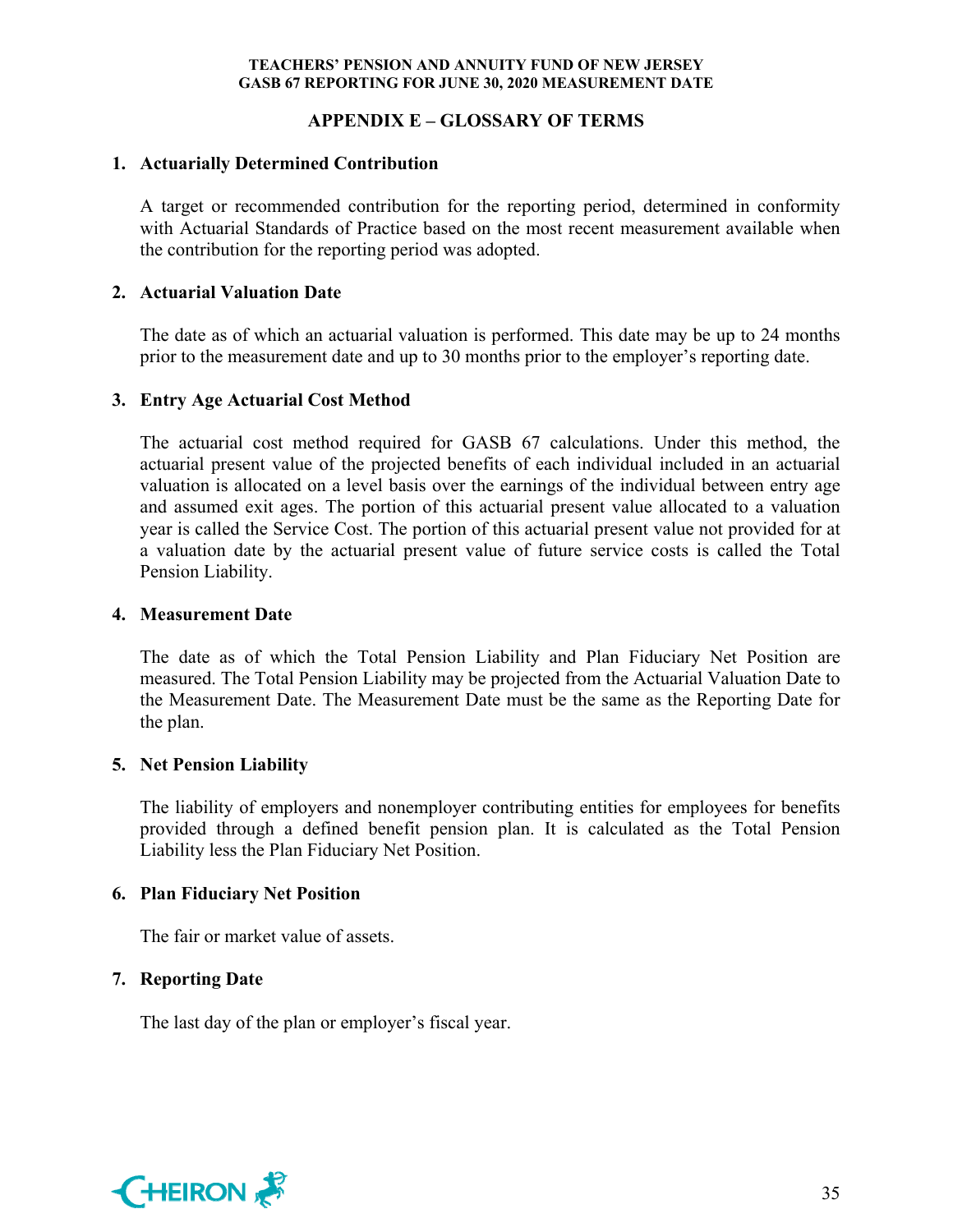## APPENDIX E – GLOSSARY OF TERMS

1. **Actuarially Determined Contribution**

   A target or recommended contribution for the reporting period, determined in conformity with Actuarial Standards of Practice based on the most recent measurement available when the contribution for the reporting period was adopted.

2. **Actuarial Valuation Date**

   The date as of which an actuarial valuation is performed. This date may be up to 24 months prior to the measurement date and up to 30 months prior to the employer's reporting date.

3. **Entry Age Actuarial Cost Method**

   The actuarial cost method required for GASB 67 calculations. Under this method, the actuarial present value of the projected benefits of each individual included in an actuarial valuation is allocated on a level basis over the earnings of the individual between entry age and assumed exit ages. The portion of this actuarial present value allocated to a valuation year is called the Service Cost. The portion of this actuarial present value not provided for at a valuation date by the actuarial present value of future service costs is called the Total Pension Liability.

4. **Measurement Date**

   The date as of which the Total Pension Liability and Plan Fiduciary Net Position are measured. The Total Pension Liability may be projected from the Actuarial Valuation Date to the Measurement Date. The Measurement Date must be the same as the Reporting Date for the plan.

5. **Net Pension Liability**

   The liability of employers and nonemployer contributing entities for employees for benefits provided through a defined benefit pension plan. It is calculated as the Total Pension Liability less the Plan Fiduciary Net Position.

6. **Plan Fiduciary Net Position**

   The fair or market value of assets.

7. **Reporting Date**

   The last day of the plan or employer's fiscal year.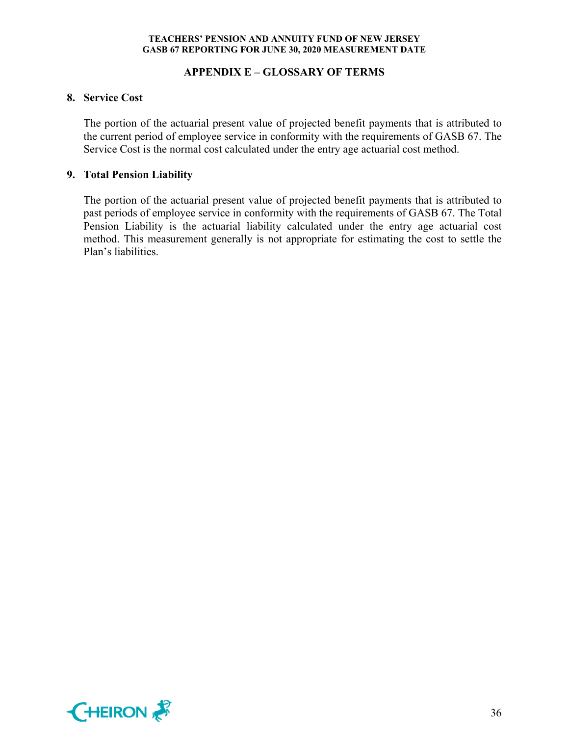## APPENDIX E – GLOSSARY OF TERMS

### 8. Service Cost

The portion of the actuarial present value of projected benefit payments that is attributed to the current period of employee service in conformity with the requirements of GASB 67. The Service Cost is the normal cost calculated under the entry age actuarial cost method.

### 9. Total Pension Liability

The portion of the actuarial present value of projected benefit payments that is attributed to past periods of employee service in conformity with the requirements of GASB 67. The Total Pension Liability is the actuarial liability calculated under the entry age actuarial cost method. This measurement generally is not appropriate for estimating the cost to settle the Plan's liabilities.